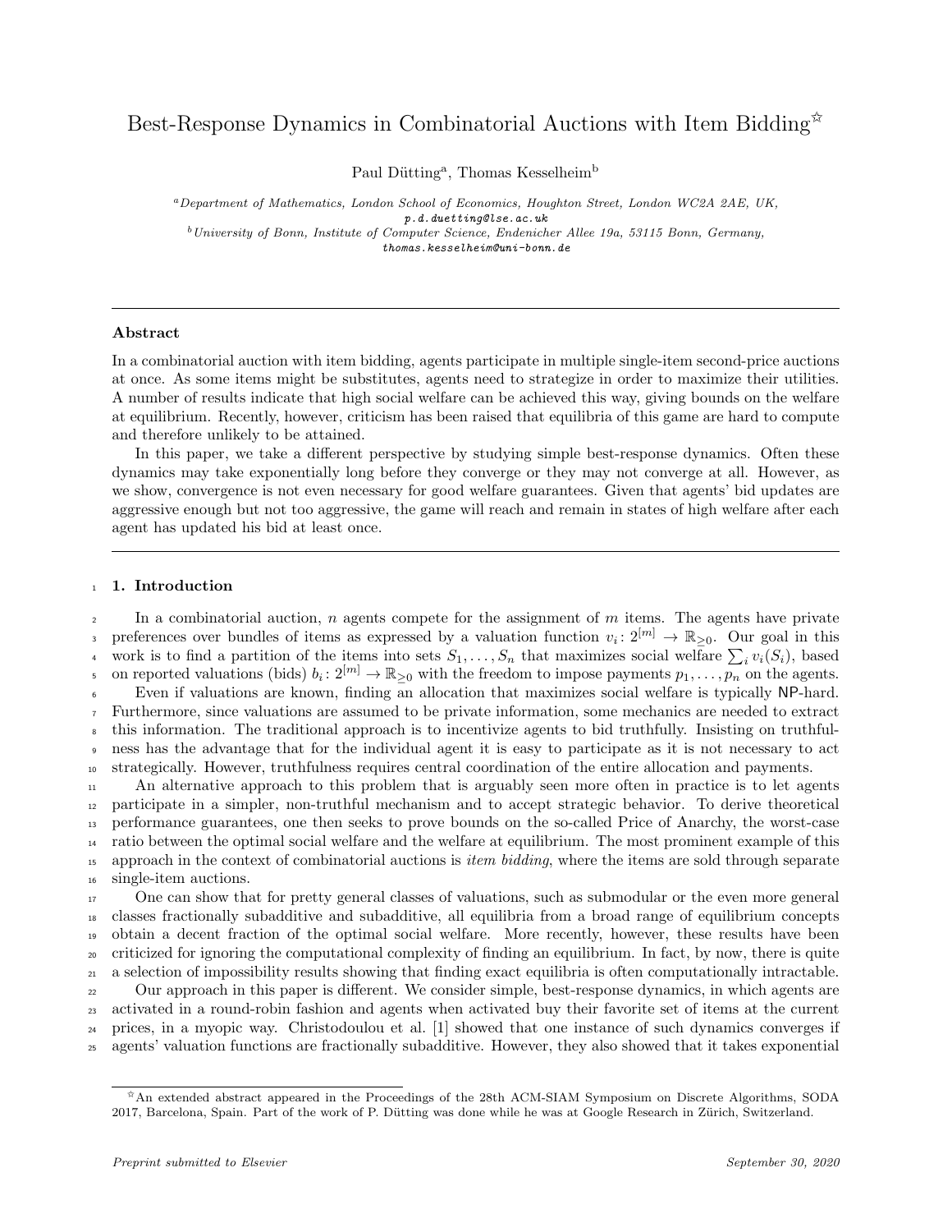# Best-Response Dynamics in Combinatorial Auctions with Item Bidding[☆]

Paul Dütting[a], Thomas Kesselheim[b]

[a] *Department of Mathematics, London School of Economics, Houghton Street, London WC2A 2AE, UK,* p.d.duetting@lse.ac.uk

[b] *University of Bonn, Institute of Computer Science, Endenicher Allee 19a, 53115 Bonn, Germany,* thomas.kesselheim@uni-bonn.de

---

**Abstract**

In a combinatorial auction with item bidding, agents participate in multiple single-item second-price auctions at once. As some items might be substitutes, agents need to strategize in order to maximize their utilities. A number of results indicate that high social welfare can be achieved this way, giving bounds on the welfare at equilibrium. Recently, however, criticism has been raised that equilibria of this game are hard to compute and therefore unlikely to be attained.

In this paper, we take a different perspective by studying simple best-response dynamics. Often these dynamics may take exponentially long before they converge or they may not converge at all. However, as we show, convergence is not even necessary for good welfare guarantees. Given that agents' bid updates are aggressive enough but not too aggressive, the game will reach and remain in states of high welfare after each agent has updated his bid at least once.

---

## 1. Introduction

In a combinatorial auction, $n$ agents compete for the assignment of $m$ items. The agents have private preferences over bundles of items as expressed by a valuation function $v_i\colon 2^{[m]} \to \mathbb{R}_{\geq 0}$. Our goal in this work is to find a partition of the items into sets $S_1, \ldots, S_n$ that maximizes social welfare $\sum_i v_i(S_i)$, based on reported valuations (bids) $b_i\colon 2^{[m]} \to \mathbb{R}_{\geq 0}$ with the freedom to impose payments $p_1, \ldots, p_n$ on the agents.

Even if valuations are known, finding an allocation that maximizes social welfare is typically NP-hard. Furthermore, since valuations are assumed to be private information, some mechanics are needed to extract this information. The traditional approach is to incentivize agents to bid truthfully. Insisting on truthfulness has the advantage that for the individual agent it is easy to participate as it is not necessary to act strategically. However, truthfulness requires central coordination of the entire allocation and payments.

An alternative approach to this problem that is arguably seen more often in practice is to let agents participate in a simpler, non-truthful mechanism and to accept strategic behavior. To derive theoretical performance guarantees, one then seeks to prove bounds on the so-called Price of Anarchy, the worst-case ratio between the optimal social welfare and the welfare at equilibrium. The most prominent example of this approach in the context of combinatorial auctions is *item bidding*, where the items are sold through separate single-item auctions.

One can show that for pretty general classes of valuations, such as submodular or the even more general classes fractionally subadditive and subadditive, all equilibria from a broad range of equilibrium concepts obtain a decent fraction of the optimal social welfare. More recently, however, these results have been criticized for ignoring the computational complexity of finding an equilibrium. In fact, by now, there is quite a selection of impossibility results showing that finding exact equilibria is often computationally intractable.

Our approach in this paper is different. We consider simple, best-response dynamics, in which agents are activated in a round-robin fashion and agents when activated buy their favorite set of items at the current prices, in a myopic way. Christodoulou et al. [1] showed that one instance of such dynamics converges if agents' valuation functions are fractionally subadditive. However, they also showed that it takes exponential

---

[☆] An extended abstract appeared in the Proceedings of the 28th ACM-SIAM Symposium on Discrete Algorithms, SODA 2017, Barcelona, Spain. Part of the work of P. Dütting was done while he was at Google Research in Zürich, Switzerland.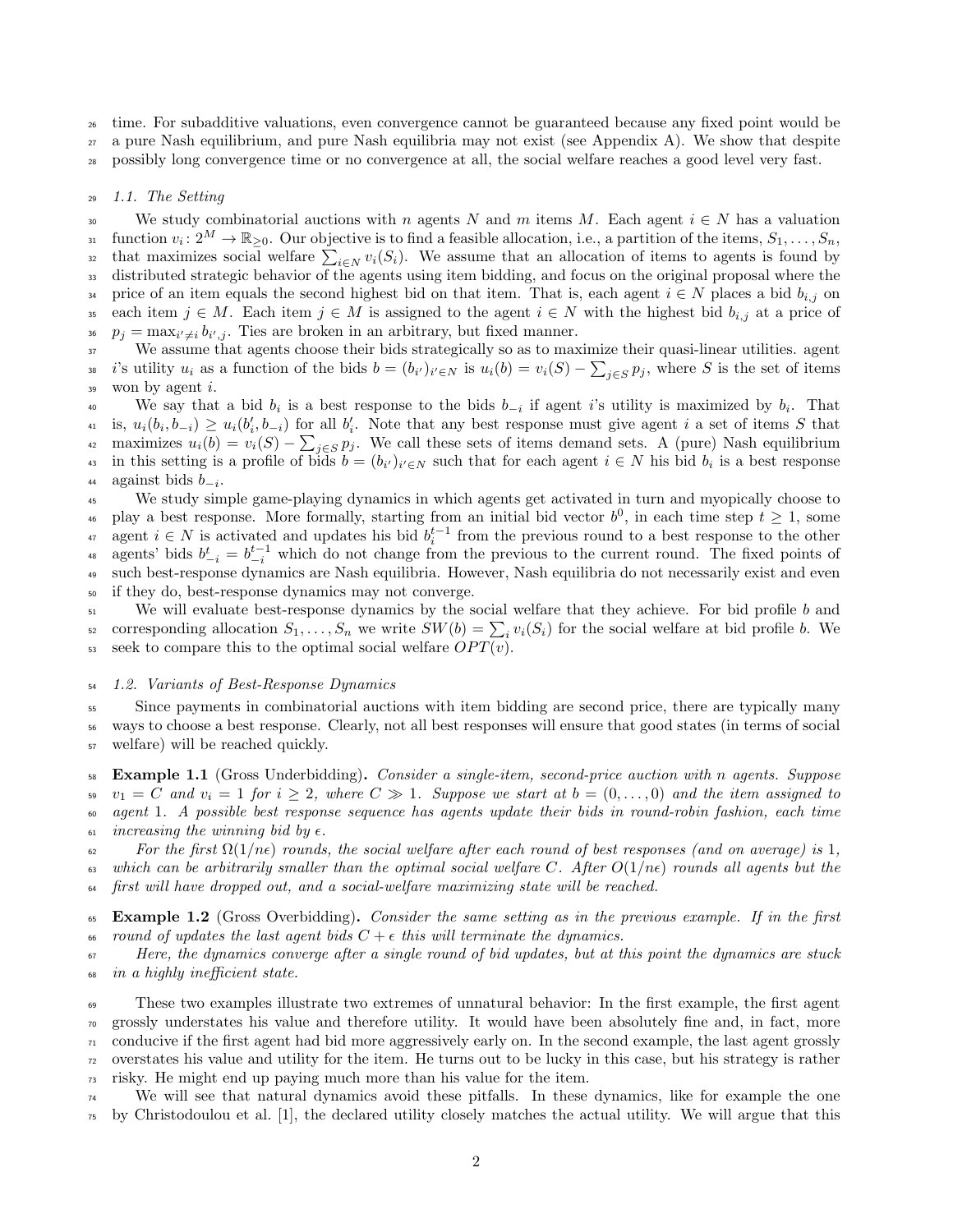time. For subadditive valuations, even convergence cannot be guaranteed because any fixed point would be a pure Nash equilibrium, and pure Nash equilibria may not exist (see Appendix A). We show that despite possibly long convergence time or no convergence at all, the social welfare reaches a good level very fast.

### 1.1. The Setting

We study combinatorial auctions with $n$ agents $N$ and $m$ items $M$. Each agent $i \in N$ has a valuation function $v_i \colon 2^M \to \mathbb{R}_{\geq 0}$. Our objective is to find a feasible allocation, i.e., a partition of the items, $S_1, \ldots, S_n$, that maximizes social welfare $\sum_{i \in N} v_i(S_i)$. We assume that an allocation of items to agents is found by distributed strategic behavior of the agents using item bidding, and focus on the original proposal where the price of an item equals the second highest bid on that item. That is, each agent $i \in N$ places a bid $b_{i,j}$ on each item $j \in M$. Each item $j \in M$ is assigned to the agent $i \in N$ with the highest bid $b_{i,j}$ at a price of $p_j = \max_{i' \neq i} b_{i',j}$. Ties are broken in an arbitrary, but fixed manner.

We assume that agents choose their bids strategically so as to maximize their quasi-linear utilities. agent $i$'s utility $u_i$ as a function of the bids $b = (b_{i'})_{i' \in N}$ is $u_i(b) = v_i(S) - \sum_{j \in S} p_j$, where $S$ is the set of items won by agent $i$.

We say that a bid $b_i$ is a best response to the bids $b_{-i}$ if agent $i$'s utility is maximized by $b_i$. That is, $u_i(b_i, b_{-i}) \geq u_i(b'_i, b_{-i})$ for all $b'_i$. Note that any best response must give agent $i$ a set of items $S$ that maximizes $u_i(b) = v_i(S) - \sum_{j \in S} p_j$. We call these sets of items demand sets. A (pure) Nash equilibrium in this setting is a profile of bids $b = (b_{i'})_{i' \in N}$ such that for each agent $i \in N$ his bid $b_i$ is a best response against bids $b_{-i}$.

We study simple game-playing dynamics in which agents get activated in turn and myopically choose to play a best response. More formally, starting from an initial bid vector $b^0$, in each time step $t \geq 1$, some agent $i \in N$ is activated and updates his bid $b_i^{t-1}$ from the previous round to a best response to the other agents' bids $b_{-i}^t = b_{-i}^{t-1}$ which do not change from the previous to the current round. The fixed points of such best-response dynamics are Nash equilibria. However, Nash equilibria do not necessarily exist and even if they do, best-response dynamics may not converge.

We will evaluate best-response dynamics by the social welfare that they achieve. For bid profile $b$ and corresponding allocation $S_1, \ldots, S_n$ we write $SW(b) = \sum_i v_i(S_i)$ for the social welfare at bid profile $b$. We seek to compare this to the optimal social welfare $OPT(v)$.

### 1.2. Variants of Best-Response Dynamics

Since payments in combinatorial auctions with item bidding are second price, there are typically many ways to choose a best response. Clearly, not all best responses will ensure that good states (in terms of social welfare) will be reached quickly.

**Example 1.1** (Gross Underbidding)**.** *Consider a single-item, second-price auction with $n$ agents. Suppose $v_1 = C$ and $v_i = 1$ for $i \geq 2$, where $C \gg 1$. Suppose we start at $b = (0, \ldots, 0)$ and the item assigned to agent 1. A possible best response sequence has agents update their bids in round-robin fashion, each time increasing the winning bid by $\epsilon$.*

*For the first $\Omega(1/n\epsilon)$ rounds, the social welfare after each round of best responses (and on average) is 1, which can be arbitrarily smaller than the optimal social welfare $C$. After $O(1/n\epsilon)$ rounds all agents but the first will have dropped out, and a social-welfare maximizing state will be reached.*

**Example 1.2** (Gross Overbidding)**.** *Consider the same setting as in the previous example. If in the first round of updates the last agent bids $C + \epsilon$ this will terminate the dynamics.*

*Here, the dynamics converge after a single round of bid updates, but at this point the dynamics are stuck in a highly inefficient state.*

These two examples illustrate two extremes of unnatural behavior: In the first example, the first agent grossly understates his value and therefore utility. It would have been absolutely fine and, in fact, more conducive if the first agent had bid more aggressively early on. In the second example, the last agent grossly overstates his value and utility for the item. He turns out to be lucky in this case, but his strategy is rather risky. He might end up paying much more than his value for the item.

We will see that natural dynamics avoid these pitfalls. In these dynamics, like for example the one by Christodoulou et al. [1], the declared utility closely matches the actual utility. We will argue that this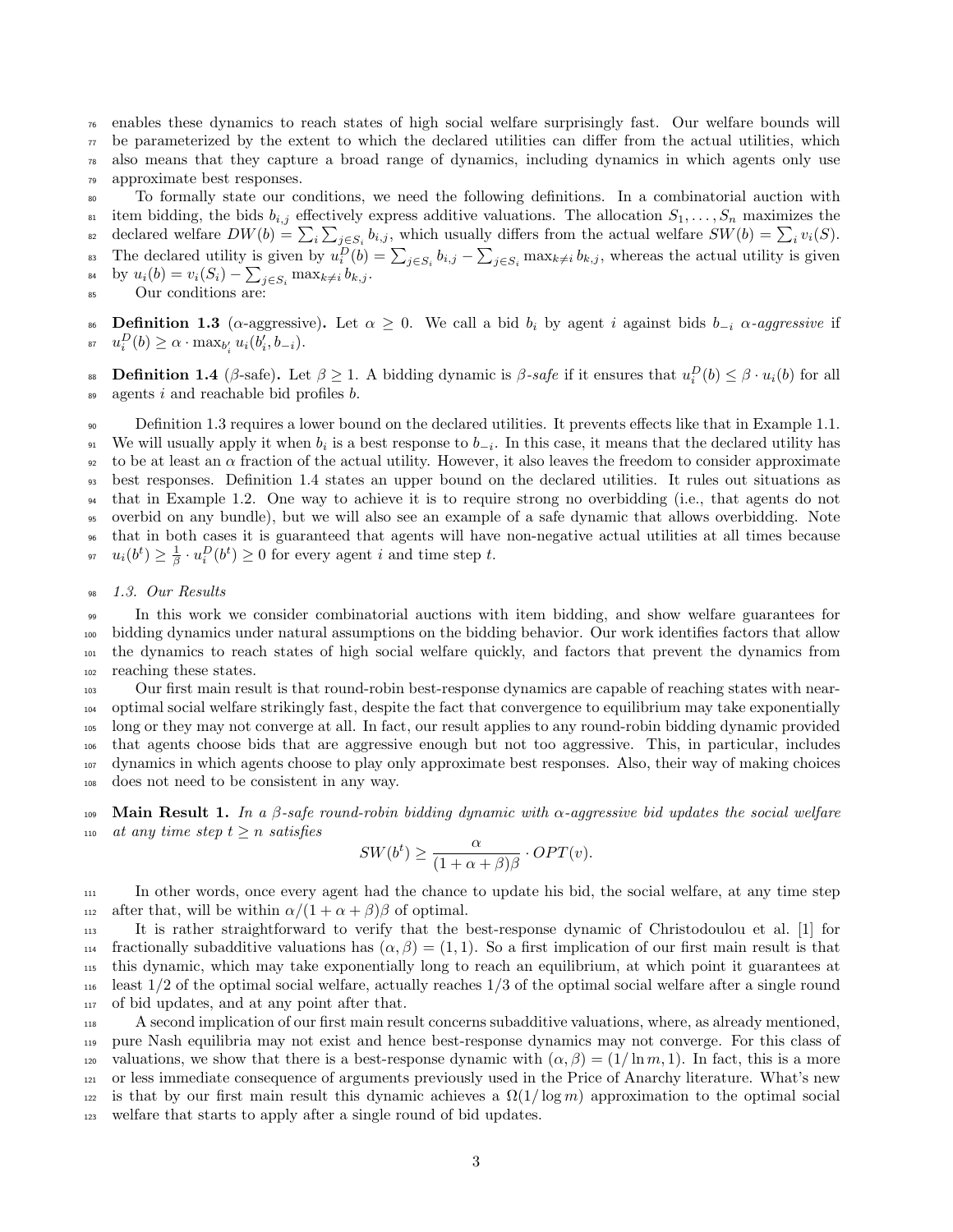enables these dynamics to reach states of high social welfare surprisingly fast. Our welfare bounds will be parameterized by the extent to which the declared utilities can differ from the actual utilities, which also means that they capture a broad range of dynamics, including dynamics in which agents only use approximate best responses.

To formally state our conditions, we need the following definitions. In a combinatorial auction with item bidding, the bids $b_{i,j}$ effectively express additive valuations. The allocation $S_1, \ldots, S_n$ maximizes the declared welfare $DW(b) = \sum_i \sum_{j \in S_i} b_{i,j}$, which usually differs from the actual welfare $SW(b) = \sum_i v_i(S)$. The declared utility is given by $u_i^D(b) = \sum_{j \in S_i} b_{i,j} - \sum_{j \in S_i} \max_{k \neq i} b_{k,j}$, whereas the actual utility is given by $u_i(b) = v_i(S_i) - \sum_{j \in S_i} \max_{k \neq i} b_{k,j}$.

Our conditions are:

**Definition 1.3** ($\alpha$-aggressive)**.** Let $\alpha \geq 0$. We call a bid $b_i$ by agent $i$ against bids $b_{-i}$ *$\alpha$-aggressive* if $u_i^D(b) \geq \alpha \cdot \max_{b'_i} u_i(b'_i, b_{-i})$.

**Definition 1.4** ($\beta$-safe)**.** Let $\beta \geq 1$. A bidding dynamic is *$\beta$-safe* if it ensures that $u_i^D(b) \leq \beta \cdot u_i(b)$ for all agents $i$ and reachable bid profiles $b$.

Definition 1.3 requires a lower bound on the declared utilities. It prevents effects like that in Example 1.1. We will usually apply it when $b_i$ is a best response to $b_{-i}$. In this case, it means that the declared utility has to be at least an $\alpha$ fraction of the actual utility. However, it also leaves the freedom to consider approximate best responses. Definition 1.4 states an upper bound on the declared utilities. It rules out situations as that in Example 1.2. One way to achieve it is to require strong no overbidding (i.e., that agents do not overbid on any bundle), but we will also see an example of a safe dynamic that allows overbidding. Note that in both cases it is guaranteed that agents will have non-negative actual utilities at all times because $u_i(b^t) \geq \frac{1}{\beta} \cdot u_i^D(b^t) \geq 0$ for every agent $i$ and time step $t$.

### 1.3. Our Results

In this work we consider combinatorial auctions with item bidding, and show welfare guarantees for bidding dynamics under natural assumptions on the bidding behavior. Our work identifies factors that allow the dynamics to reach states of high social welfare quickly, and factors that prevent the dynamics from reaching these states.

Our first main result is that round-robin best-response dynamics are capable of reaching states with near-optimal social welfare strikingly fast, despite the fact that convergence to equilibrium may take exponentially long or they may not converge at all. In fact, our result applies to any round-robin bidding dynamic provided that agents choose bids that are aggressive enough but not too aggressive. This, in particular, includes dynamics in which agents choose to play only approximate best responses. Also, their way of making choices does not need to be consistent in any way.

**Main Result 1.** *In a $\beta$-safe round-robin bidding dynamic with $\alpha$-aggressive bid updates the social welfare at any time step $t \geq n$ satisfies*

$$SW(b^t) \geq \frac{\alpha}{(1 + \alpha + \beta)\beta} \cdot OPT(v).$$

In other words, once every agent had the chance to update his bid, the social welfare, at any time step after that, will be within $\alpha/(1 + \alpha + \beta)\beta$ of optimal.

It is rather straightforward to verify that the best-response dynamic of Christodoulou et al. [1] for fractionally subadditive valuations has $(\alpha, \beta) = (1, 1)$. So a first implication of our first main result is that this dynamic, which may take exponentially long to reach an equilibrium, at which point it guarantees at least $1/2$ of the optimal social welfare, actually reaches $1/3$ of the optimal social welfare after a single round of bid updates, and at any point after that.

A second implication of our first main result concerns subadditive valuations, where, as already mentioned, pure Nash equilibria may not exist and hence best-response dynamics may not converge. For this class of valuations, we show that there is a best-response dynamic with $(\alpha, \beta) = (1/\ln m, 1)$. In fact, this is a more or less immediate consequence of arguments previously used in the Price of Anarchy literature. What's new is that by our first main result this dynamic achieves a $\Omega(1/\log m)$ approximation to the optimal social welfare that starts to apply after a single round of bid updates.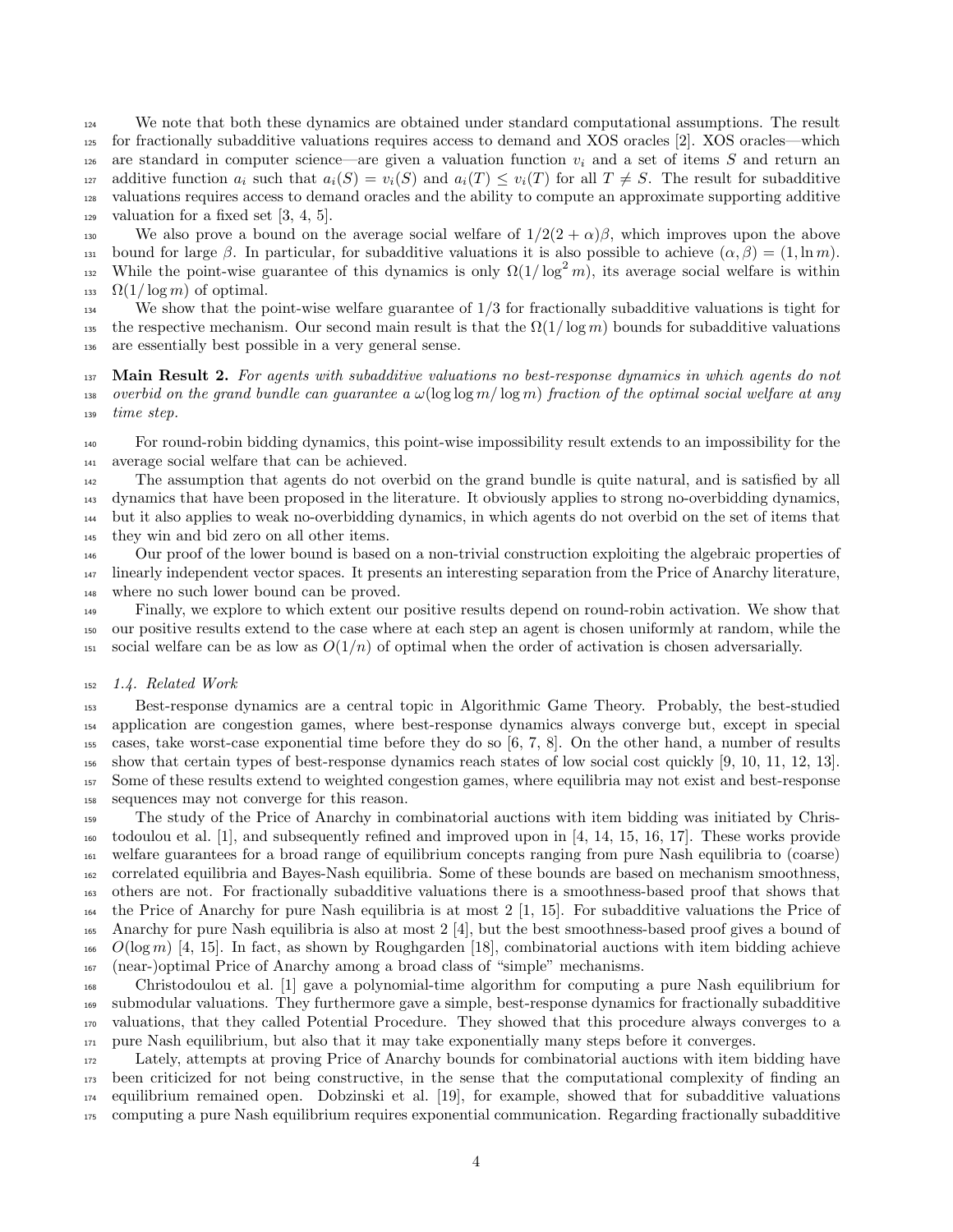We note that both these dynamics are obtained under standard computational assumptions. The result for fractionally subadditive valuations requires access to demand and XOS oracles [2]. XOS oracles—which are standard in computer science—are given a valuation function $v_i$ and a set of items $S$ and return an additive function $a_i$ such that $a_i(S) = v_i(S)$ and $a_i(T) \leq v_i(T)$ for all $T \neq S$. The result for subadditive valuations requires access to demand oracles and the ability to compute an approximate supporting additive valuation for a fixed set [3, 4, 5].

We also prove a bound on the average social welfare of $1/2(2 + \alpha)\beta$, which improves upon the above bound for large $\beta$. In particular, for subadditive valuations it is also possible to achieve $(\alpha, \beta) = (1, \ln m)$. While the point-wise guarantee of this dynamics is only $\Omega(1/\log^2 m)$, its average social welfare is within $\Omega(1/\log m)$ of optimal.

We show that the point-wise welfare guarantee of 1/3 for fractionally subadditive valuations is tight for the respective mechanism. Our second main result is that the $\Omega(1/\log m)$ bounds for subadditive valuations are essentially best possible in a very general sense.

**Main Result 2.** *For agents with subadditive valuations no best-response dynamics in which agents do not overbid on the grand bundle can guarantee a $\omega(\log \log m/ \log m)$ fraction of the optimal social welfare at any time step.*

For round-robin bidding dynamics, this point-wise impossibility result extends to an impossibility for the average social welfare that can be achieved.

The assumption that agents do not overbid on the grand bundle is quite natural, and is satisfied by all dynamics that have been proposed in the literature. It obviously applies to strong no-overbidding dynamics, but it also applies to weak no-overbidding dynamics, in which agents do not overbid on the set of items that they win and bid zero on all other items.

Our proof of the lower bound is based on a non-trivial construction exploiting the algebraic properties of linearly independent vector spaces. It presents an interesting separation from the Price of Anarchy literature, where no such lower bound can be proved.

Finally, we explore to which extent our positive results depend on round-robin activation. We show that our positive results extend to the case where at each step an agent is chosen uniformly at random, while the social welfare can be as low as $O(1/n)$ of optimal when the order of activation is chosen adversarially.

### 1.4. Related Work

Best-response dynamics are a central topic in Algorithmic Game Theory. Probably, the best-studied application are congestion games, where best-response dynamics always converge but, except in special cases, take worst-case exponential time before they do so [6, 7, 8]. On the other hand, a number of results show that certain types of best-response dynamics reach states of low social cost quickly [9, 10, 11, 12, 13]. Some of these results extend to weighted congestion games, where equilibria may not exist and best-response sequences may not converge for this reason.

The study of the Price of Anarchy in combinatorial auctions with item bidding was initiated by Christodoulou et al. [1], and subsequently refined and improved upon in [4, 14, 15, 16, 17]. These works provide welfare guarantees for a broad range of equilibrium concepts ranging from pure Nash equilibria to (coarse) correlated equilibria and Bayes-Nash equilibria. Some of these bounds are based on mechanism smoothness, others are not. For fractionally subadditive valuations there is a smoothness-based proof that shows that the Price of Anarchy for pure Nash equilibria is at most 2 [1, 15]. For subadditive valuations the Price of Anarchy for pure Nash equilibria is also at most 2 [4], but the best smoothness-based proof gives a bound of $O(\log m)$ [4, 15]. In fact, as shown by Roughgarden [18], combinatorial auctions with item bidding achieve (near-)optimal Price of Anarchy among a broad class of "simple" mechanisms.

Christodoulou et al. [1] gave a polynomial-time algorithm for computing a pure Nash equilibrium for submodular valuations. They furthermore gave a simple, best-response dynamics for fractionally subadditive valuations, that they called Potential Procedure. They showed that this procedure always converges to a pure Nash equilibrium, but also that it may take exponentially many steps before it converges.

Lately, attempts at proving Price of Anarchy bounds for combinatorial auctions with item bidding have been criticized for not being constructive, in the sense that the computational complexity of finding an equilibrium remained open. Dobzinski et al. [19], for example, showed that for subadditive valuations computing a pure Nash equilibrium requires exponential communication. Regarding fractionally subadditive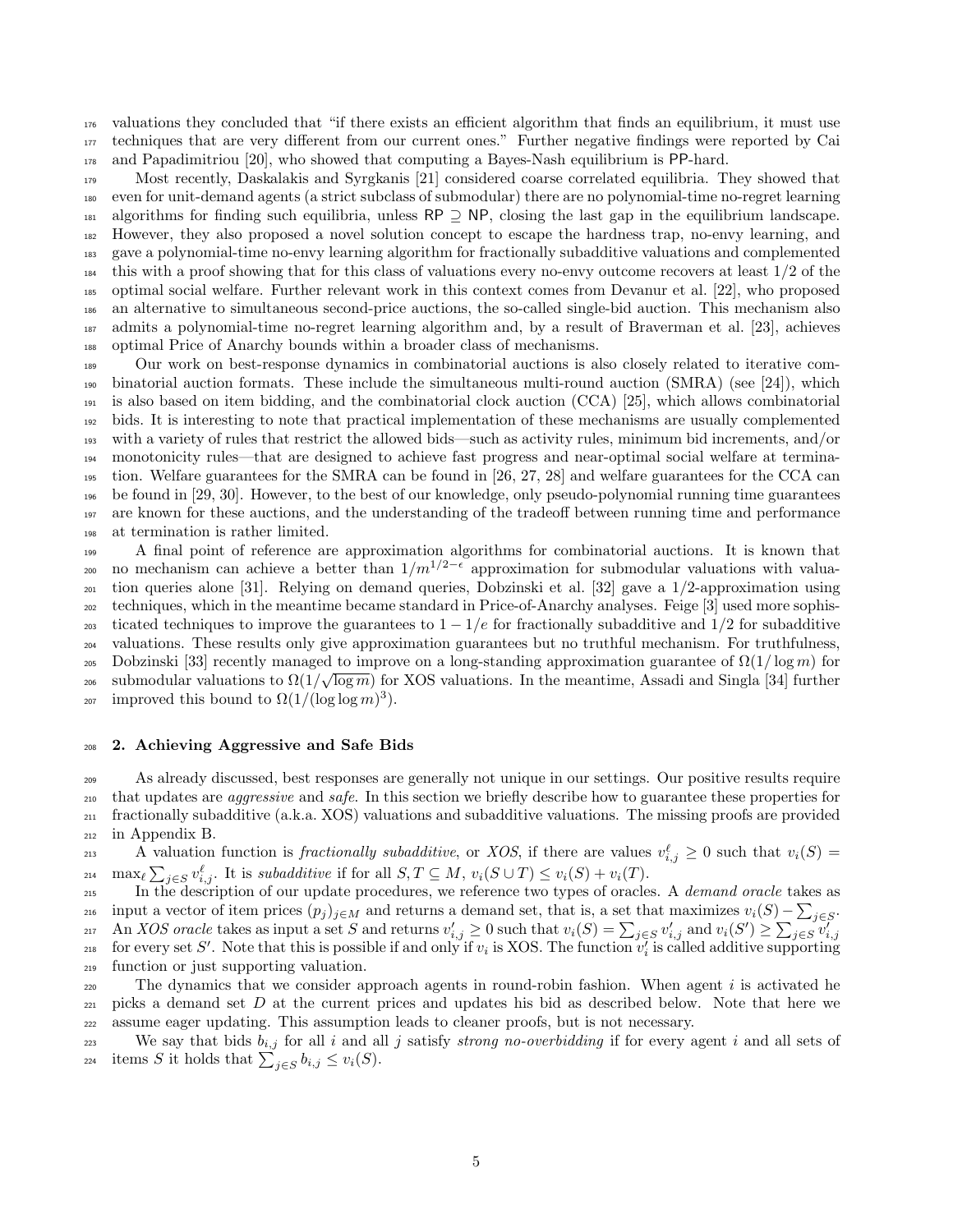valuations they concluded that "if there exists an efficient algorithm that finds an equilibrium, it must use techniques that are very different from our current ones." Further negative findings were reported by Cai and Papadimitriou [20], who showed that computing a Bayes-Nash equilibrium is PP-hard.

Most recently, Daskalakis and Syrgkanis [21] considered coarse correlated equilibria. They showed that even for unit-demand agents (a strict subclass of submodular) there are no polynomial-time no-regret learning algorithms for finding such equilibria, unless RP $\supseteq$ NP, closing the last gap in the equilibrium landscape. However, they also proposed a novel solution concept to escape the hardness trap, no-envy learning, and gave a polynomial-time no-envy learning algorithm for fractionally subadditive valuations and complemented this with a proof showing that for this class of valuations every no-envy outcome recovers at least $1/2$ of the optimal social welfare. Further relevant work in this context comes from Devanur et al. [22], who proposed an alternative to simultaneous second-price auctions, the so-called single-bid auction. This mechanism also admits a polynomial-time no-regret learning algorithm and, by a result of Braverman et al. [23], achieves optimal Price of Anarchy bounds within a broader class of mechanisms.

Our work on best-response dynamics in combinatorial auctions is also closely related to iterative combinatorial auction formats. These include the simultaneous multi-round auction (SMRA) (see [24]), which is also based on item bidding, and the combinatorial clock auction (CCA) [25], which allows combinatorial bids. It is interesting to note that practical implementation of these mechanisms are usually complemented with a variety of rules that restrict the allowed bids—such as activity rules, minimum bid increments, and/or monotonicity rules—that are designed to achieve fast progress and near-optimal social welfare at termination. Welfare guarantees for the SMRA can be found in [26, 27, 28] and welfare guarantees for the CCA can be found in [29, 30]. However, to the best of our knowledge, only pseudo-polynomial running time guarantees are known for these auctions, and the understanding of the tradeoff between running time and performance at termination is rather limited.

A final point of reference are approximation algorithms for combinatorial auctions. It is known that no mechanism can achieve a better than $1/m^{1/2-\epsilon}$ approximation for submodular valuations with valuation queries alone [31]. Relying on demand queries, Dobzinski et al. [32] gave a 1/2-approximation using techniques, which in the meantime became standard in Price-of-Anarchy analyses. Feige [3] used more sophisticated techniques to improve the guarantees to $1-1/e$ for fractionally subadditive and $1/2$ for subadditive valuations. These results only give approximation guarantees but no truthful mechanism. For truthfulness, Dobzinski [33] recently managed to improve on a long-standing approximation guarantee of $\Omega(1/\log m)$ for submodular valuations to $\Omega(1/\sqrt{\log m})$ for XOS valuations. In the meantime, Assadi and Singla [34] further improved this bound to $\Omega(1/(\log \log m)^3)$.

## 2. Achieving Aggressive and Safe Bids

As already discussed, best responses are generally not unique in our settings. Our positive results require that updates are *aggressive* and *safe*. In this section we briefly describe how to guarantee these properties for fractionally subadditive (a.k.a. XOS) valuations and subadditive valuations. The missing proofs are provided in Appendix B.

A valuation function is *fractionally subadditive*, or *XOS*, if there are values $v^{\ell}_{i,j} \geq 0$ such that $v_i(S) = \max_{\ell} \sum_{j \in S} v^{\ell}_{i,j}$. It is *subadditive* if for all $S, T \subseteq M$, $v_i(S \cup T) \leq v_i(S) + v_i(T)$.

In the description of our update procedures, we reference two types of oracles. A *demand oracle* takes as input a vector of item prices $(p_j)_{j \in M}$ and returns a demand set, that is, a set that maximizes $v_i(S) - \sum_{j \in S}$. An *XOS oracle* takes as input a set $S$ and returns $v'_{i,j} \geq 0$ such that $v_i(S) = \sum_{j \in S} v'_{i,j}$ and $v_i(S') \geq \sum_{j \in S} v'_{i,j}$ for every set $S'$. Note that this is possible if and only if $v_i$ is XOS. The function $v'_i$ is called additive supporting function or just supporting valuation.

The dynamics that we consider approach agents in round-robin fashion. When agent $i$ is activated he picks a demand set $D$ at the current prices and updates his bid as described below. Note that here we assume eager updating. This assumption leads to cleaner proofs, but is not necessary.

We say that bids $b_{i,j}$ for all $i$ and all $j$ satisfy *strong no-overbidding* if for every agent $i$ and all sets of items $S$ it holds that $\sum_{j \in S} b_{i,j} \leq v_i(S)$.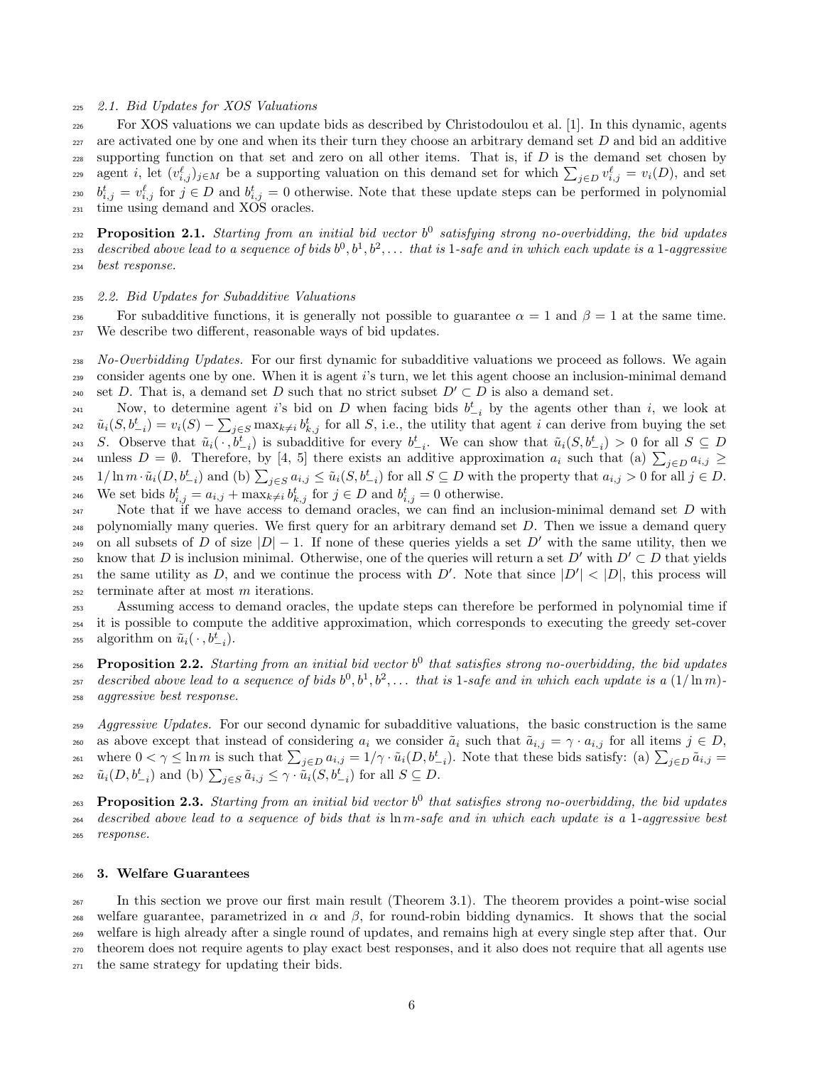### 2.1. Bid Updates for XOS Valuations

For XOS valuations we can update bids as described by Christodoulou et al. [1]. In this dynamic, agents are activated one by one and when its their turn they choose an arbitrary demand set $D$ and bid an additive supporting function on that set and zero on all other items. That is, if $D$ is the demand set chosen by agent $i$, let $(v^{\ell}_{i,j})_{j \in M}$ be a supporting valuation on this demand set for which $\sum_{j \in D} v^{\ell}_{i,j} = v_i(D)$, and set $b^t_{i,j} = v^{\ell}_{i,j}$ for $j \in D$ and $b^t_{i,j} = 0$ otherwise. Note that these update steps can be performed in polynomial time using demand and XOS oracles.

**Proposition 2.1.** *Starting from an initial bid vector $b^0$ satisfying strong no-overbidding, the bid updates described above lead to a sequence of bids $b^0, b^1, b^2, \ldots$ that is 1-safe and in which each update is a 1-aggressive best response.*

### 2.2. Bid Updates for Subadditive Valuations

For subadditive functions, it is generally not possible to guarantee $\alpha = 1$ and $\beta = 1$ at the same time. We describe two different, reasonable ways of bid updates.

*No-Overbidding Updates.* For our first dynamic for subadditive valuations we proceed as follows. We again consider agents one by one. When it is agent $i$'s turn, we let this agent choose an inclusion-minimal demand set $D$. That is, a demand set $D$ such that no strict subset $D' \subset D$ is also a demand set.

Now, to determine agent $i$'s bid on $D$ when facing bids $b^t_{-i}$ by the agents other than $i$, we look at $\tilde{u}_i(S, b^t_{-i}) = v_i(S) - \sum_{j \in S} \max_{k \neq i} b^t_{k,j}$ for all $S$, i.e., the utility that agent $i$ can derive from buying the set $S$. Observe that $\tilde{u}_i(\,\cdot\,, b^t_{-i})$ is subadditive for every $b^t_{-i}$. We can show that $\tilde{u}_i(S, b^t_{-i}) > 0$ for all $S \subseteq D$ unless $D = \emptyset$. Therefore, by [4, 5] there exists an additive approximation $a_i$ such that (a) $\sum_{j \in D} a_{i,j} \geq 1/\ln m \cdot \tilde{u}_i(D, b^t_{-i})$ and (b) $\sum_{j \in S} a_{i,j} \leq \tilde{u}_i(S, b^t_{-i})$ for all $S \subseteq D$ with the property that $a_{i,j} > 0$ for all $j \in D$. We set bids $b^t_{i,j} = a_{i,j} + \max_{k \neq i} b^t_{k,j}$ for $j \in D$ and $b^t_{i,j} = 0$ otherwise.

Note that if we have access to demand oracles, we can find an inclusion-minimal demand set $D$ with polynomially many queries. We first query for an arbitrary demand set $D$. Then we issue a demand query on all subsets of $D$ of size $|D| - 1$. If none of these queries yields a set $D'$ with the same utility, then we know that $D$ is inclusion minimal. Otherwise, one of the queries will return a set $D'$ with $D' \subset D$ that yields the same utility as $D$, and we continue the process with $D'$. Note that since $|D'| < |D|$, this process will terminate after at most $m$ iterations.

Assuming access to demand oracles, the update steps can therefore be performed in polynomial time if it is possible to compute the additive approximation, which corresponds to executing the greedy set-cover algorithm on $\tilde{u}_i(\,\cdot\,, b^t_{-i})$.

**Proposition 2.2.** *Starting from an initial bid vector $b^0$ that satisfies strong no-overbidding, the bid updates described above lead to a sequence of bids $b^0, b^1, b^2, \ldots$ that is 1-safe and in which each update is a $(1/\ln m)$-aggressive best response.*

*Aggressive Updates.* For our second dynamic for subadditive valuations, the basic construction is the same as above except that instead of considering $a_i$ we consider $\tilde{a}_i$ such that $\tilde{a}_{i,j} = \gamma \cdot a_{i,j}$ for all items $j \in D$, where $0 < \gamma \leq \ln m$ is such that $\sum_{j \in D} a_{i,j} = 1/\gamma \cdot \tilde{u}_i(D, b^t_{-i})$. Note that these bids satisfy: (a) $\sum_{j \in D} \tilde{a}_{i,j} = \tilde{u}_i(D, b^t_{-i})$ and (b) $\sum_{j \in S} \tilde{a}_{i,j} \leq \gamma \cdot \tilde{u}_i(S, b^t_{-i})$ for all $S \subseteq D$.

**Proposition 2.3.** *Starting from an initial bid vector $b^0$ that satisfies strong no-overbidding, the bid updates described above lead to a sequence of bids that is $\ln m$-safe and in which each update is a 1-aggressive best response.*

## 3. Welfare Guarantees

In this section we prove our first main result (Theorem 3.1). The theorem provides a point-wise social welfare guarantee, parametrized in $\alpha$ and $\beta$, for round-robin bidding dynamics. It shows that the social welfare is high already after a single round of updates, and remains high at every single step after that. Our theorem does not require agents to play exact best responses, and it also does not require that all agents use the same strategy for updating their bids.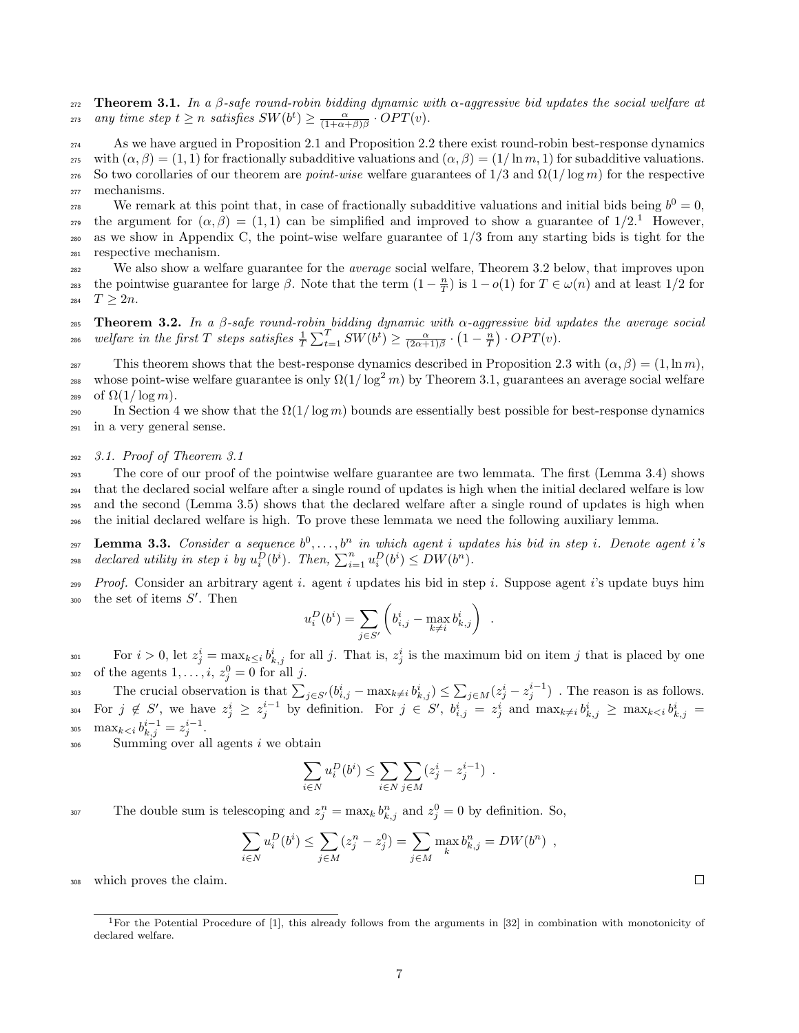**Theorem 3.1.** *In a $\beta$-safe round-robin bidding dynamic with $\alpha$-aggressive bid updates the social welfare at any time step $t \geq n$ satisfies $SW(b^t) \geq \frac{\alpha}{(1+\alpha+\beta)\beta} \cdot OPT(v)$.*

As we have argued in Proposition 2.1 and Proposition 2.2 there exist round-robin best-response dynamics with $(\alpha, \beta) = (1, 1)$ for fractionally subadditive valuations and $(\alpha, \beta) = (1/\ln m, 1)$ for subadditive valuations. So two corollaries of our theorem are *point-wise* welfare guarantees of $1/3$ and $\Omega(1/\log m)$ for the respective mechanisms.

We remark at this point that, in case of fractionally subadditive valuations and initial bids being $b^0 = 0$, the argument for $(\alpha, \beta) = (1, 1)$ can be simplified and improved to show a guarantee of $1/2$.[1] However, as we show in Appendix C, the point-wise welfare guarantee of $1/3$ from any starting bids is tight for the respective mechanism.

We also show a welfare guarantee for the *average* social welfare, Theorem 3.2 below, that improves upon the pointwise guarantee for large $\beta$. Note that the term $(1 - \frac{n}{T})$ is $1 - o(1)$ for $T \in \omega(n)$ and at least $1/2$ for $T \geq 2n$.

**Theorem 3.2.** *In a $\beta$-safe round-robin bidding dynamic with $\alpha$-aggressive bid updates the average social welfare in the first $T$ steps satisfies $\frac{1}{T} \sum_{t=1}^{T} SW(b^t) \geq \frac{\alpha}{(2\alpha+1)\beta} \cdot \left(1 - \frac{n}{T}\right) \cdot OPT(v)$.*

This theorem shows that the best-response dynamics described in Proposition 2.3 with $(\alpha, \beta) = (1, \ln m)$, whose point-wise welfare guarantee is only $\Omega(1/\log^2 m)$ by Theorem 3.1, guarantees an average social welfare of $\Omega(1/\log m)$.

In Section 4 we show that the $\Omega(1/\log m)$ bounds are essentially best possible for best-response dynamics in a very general sense.

### *3.1. Proof of Theorem 3.1*

The core of our proof of the pointwise welfare guarantee are two lemmata. The first (Lemma 3.4) shows that the declared social welfare after a single round of updates is high when the initial declared welfare is low and the second (Lemma 3.5) shows that the declared welfare after a single round of updates is high when the initial declared welfare is high. To prove these lemmata we need the following auxiliary lemma.

**Lemma 3.3.** *Consider a sequence $b^0, \ldots, b^n$ in which agent $i$ updates his bid in step $i$. Denote agent $i$'s declared utility in step $i$ by $u_i^D(b^i)$. Then, $\sum_{i=1}^{n} u_i^D(b^i) \leq DW(b^n)$.*

*Proof.* Consider an arbitrary agent $i$. agent $i$ updates his bid in step $i$. Suppose agent $i$'s update buys him the set of items $S'$. Then

$$u_i^D(b^i) = \sum_{j \in S'} \left( b_{i,j}^i - \max_{k \neq i} b_{k,j}^i \right) \ .$$

For $i > 0$, let $z_j^i = \max_{k \leq i} b_{k,j}^i$ for all $j$. That is, $z_j^i$ is the maximum bid on item $j$ that is placed by one of the agents $1, \ldots, i$, $z_j^0 = 0$ for all $j$.

The crucial observation is that $\sum_{j \in S'} (b_{i,j}^i - \max_{k \neq i} b_{k,j}^i) \leq \sum_{j \in M} (z_j^i - z_j^{i-1})$ . The reason is as follows. For $j \notin S'$, we have $z_j^i \geq z_j^{i-1}$ by definition. For $j \in S'$, $b_{i,j}^i = z_j^i$ and $\max_{k \neq i} b_{k,j}^i \geq \max_{k < i} b_{k,j}^i = \max_{k < i} b_{k,j}^{i-1} = z_j^{i-1}$.

Summing over all agents $i$ we obtain

$$\sum_{i \in N} u_i^D(b^i) \leq \sum_{i \in N} \sum_{j \in M} (z_j^i - z_j^{i-1}) \ .$$

The double sum is telescoping and $z_j^n = \max_k b_{k,j}^n$ and $z_j^0 = 0$ by definition. So,

$$\sum_{i \in N} u_i^D(b^i) \leq \sum_{j \in M} (z_j^n - z_j^0) = \sum_{j \in M} \max_k b_{k,j}^n = DW(b^n) \ ,$$

which proves the claim. □

[1] For the Potential Procedure of [1], this already follows from the arguments in [32] in combination with monotonicity of declared welfare.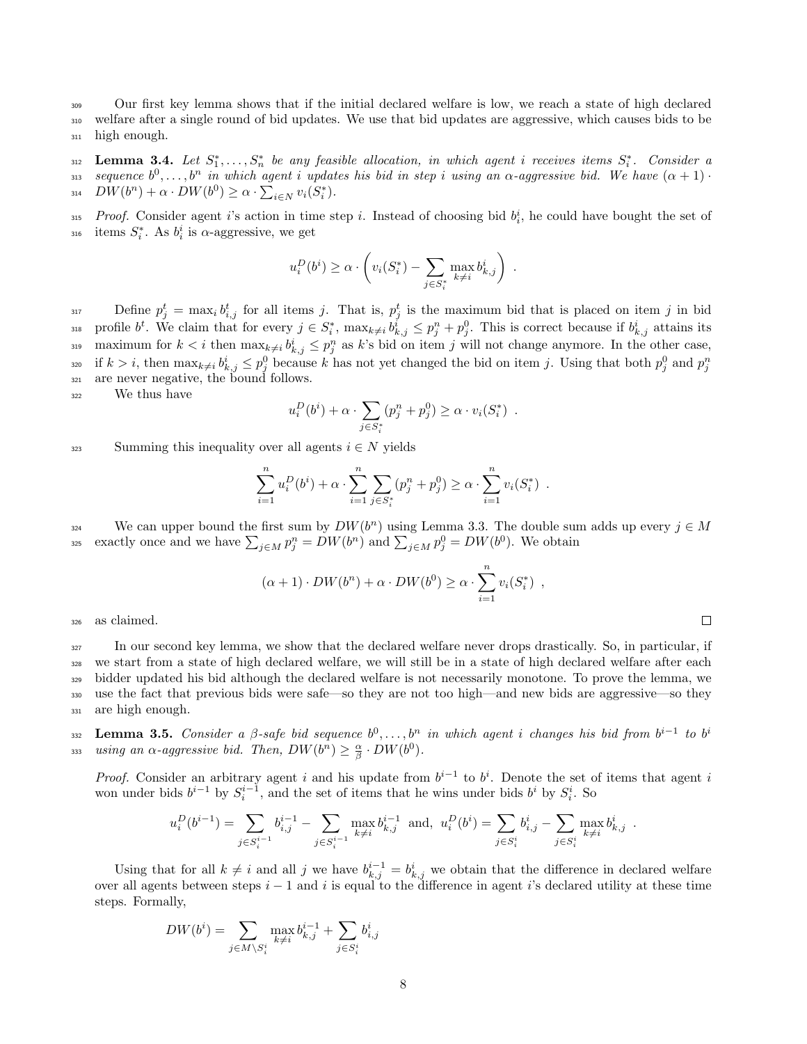Our first key lemma shows that if the initial declared welfare is low, we reach a state of high declared welfare after a single round of bid updates. We use that bid updates are aggressive, which causes bids to be high enough.

**Lemma 3.4.** *Let $S_1^*, \ldots, S_n^*$ be any feasible allocation, in which agent $i$ receives items $S_i^*$. Consider a sequence $b^0, \ldots, b^n$ in which agent $i$ updates his bid in step $i$ using an $\alpha$-aggressive bid. We have $(\alpha + 1) \cdot DW(b^n) + \alpha \cdot DW(b^0) \geq \alpha \cdot \sum_{i \in N} v_i(S_i^*)$.*

*Proof.* Consider agent $i$'s action in time step $i$. Instead of choosing bid $b_i^i$, he could have bought the set of items $S_i^*$. As $b_i^i$ is $\alpha$-aggressive, we get

$$u_i^D(b^i) \geq \alpha \cdot \left( v_i(S_i^*) - \sum_{j \in S_i^*} \max_{k \neq i} b_{k,j}^i \right) .$$

Define $p_j^t = \max_i b_{i,j}^t$ for all items $j$. That is, $p_j^t$ is the maximum bid that is placed on item $j$ in bid profile $b^t$. We claim that for every $j \in S_i^*$, $\max_{k \neq i} b_{k,j}^i \leq p_j^n + p_j^0$. This is correct because if $b_{k,j}^i$ attains its maximum for $k < i$ then $\max_{k \neq i} b_{k,j}^i \leq p_j^n$ as $k$'s bid on item $j$ will not change anymore. In the other case, if $k > i$, then $\max_{k \neq i} b_{k,j}^i \leq p_j^0$ because $k$ has not yet changed the bid on item $j$. Using that both $p_j^0$ and $p_j^n$ are never negative, the bound follows.

We thus have

$$u_i^D(b^i) + \alpha \cdot \sum_{j \in S_i^*} (p_j^n + p_j^0) \geq \alpha \cdot v_i(S_i^*) .$$

Summing this inequality over all agents $i \in N$ yields

$$\sum_{i=1}^n u_i^D(b^i) + \alpha \cdot \sum_{i=1}^n \sum_{j \in S_i^*} (p_j^n + p_j^0) \geq \alpha \cdot \sum_{i=1}^n v_i(S_i^*) .$$

We can upper bound the first sum by $DW(b^n)$ using Lemma 3.3. The double sum adds up every $j \in M$ exactly once and we have $\sum_{j \in M} p_j^n = DW(b^n)$ and $\sum_{j \in M} p_j^0 = DW(b^0)$. We obtain

$$(\alpha + 1) \cdot DW(b^n) + \alpha \cdot DW(b^0) \geq \alpha \cdot \sum_{i=1}^n v_i(S_i^*) ,$$

as claimed. □

In our second key lemma, we show that the declared welfare never drops drastically. So, in particular, if we start from a state of high declared welfare, we will still be in a state of high declared welfare after each bidder updated his bid although the declared welfare is not necessarily monotone. To prove the lemma, we use the fact that previous bids were safe—so they are not too high—and new bids are aggressive—so they are high enough.

**Lemma 3.5.** *Consider a $\beta$-safe bid sequence $b^0, \ldots, b^n$ in which agent $i$ changes his bid from $b^{i-1}$ to $b^i$ using an $\alpha$-aggressive bid. Then, $DW(b^n) \geq \frac{\alpha}{\beta} \cdot DW(b^0)$.*

*Proof.* Consider an arbitrary agent $i$ and his update from $b^{i-1}$ to $b^i$. Denote the set of items that agent $i$ won under bids $b^{i-1}$ by $S_i^{i-1}$, and the set of items that he wins under bids $b^i$ by $S_i^i$. So

$$u_i^D(b^{i-1}) = \sum_{j \in S_i^{i-1}} b_{i,j}^{i-1} - \sum_{j \in S_i^{i-1}} \max_{k \neq i} b_{k,j}^{i-1} \text{ and, } u_i^D(b^i) = \sum_{j \in S_i^i} b_{i,j}^i - \sum_{j \in S_i^i} \max_{k \neq i} b_{k,j}^i .$$

Using that for all $k \neq i$ and all $j$ we have $b_{k,j}^{i-1} = b_{k,j}^i$ we obtain that the difference in declared welfare over all agents between steps $i-1$ and $i$ is equal to the difference in agent $i$'s declared utility at these time steps. Formally,

$$DW(b^i) = \sum_{j \in M \setminus S_i^i} \max_{k \neq i} b_{k,j}^{i-1} + \sum_{j \in S_i^i} b_{i,j}^i$$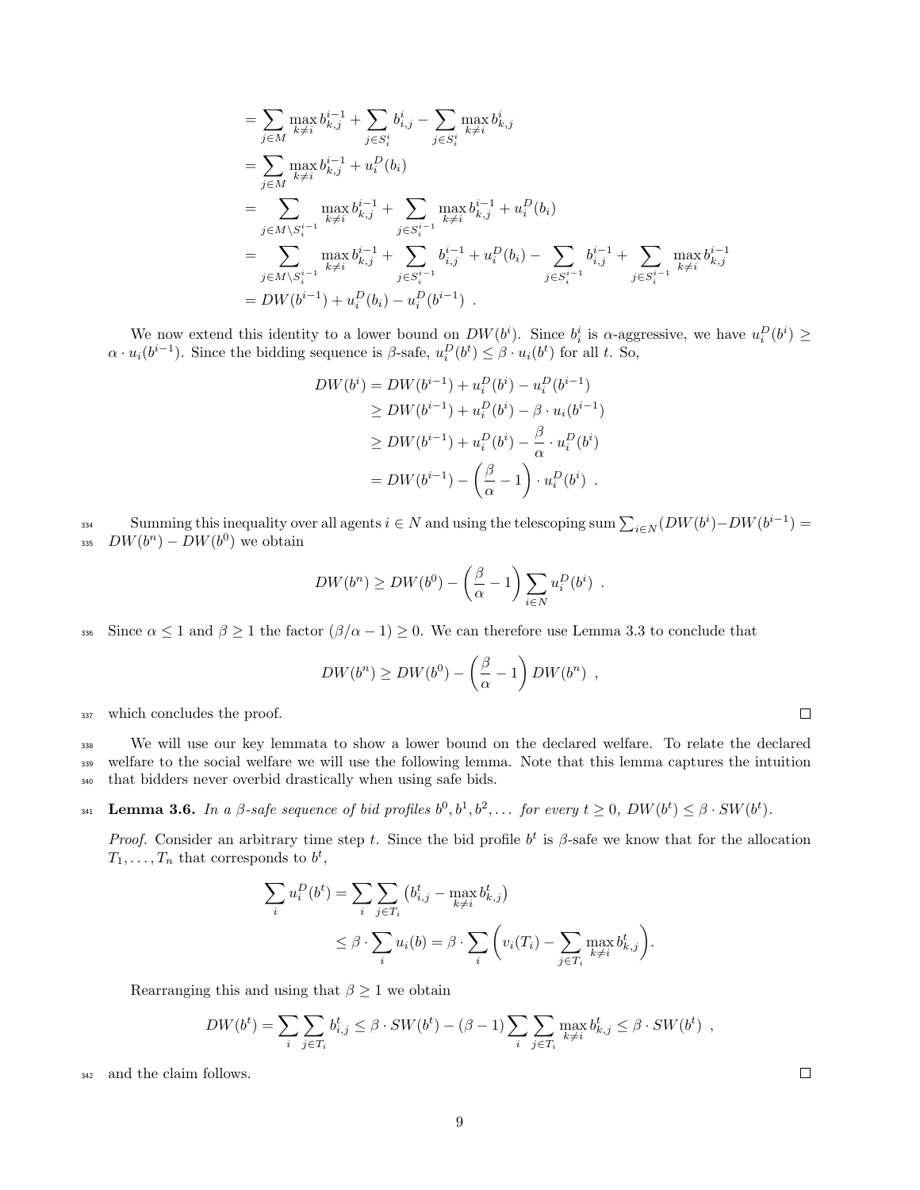$$
\begin{aligned}
&= \sum_{j\in M} \max_{k\neq i} b_{k,j}^{i-1} + \sum_{j\in S_i^i} b_{i,j}^i - \sum_{j\in S_i^i} \max_{k\neq i} b_{k,j}^i \\
&= \sum_{j\in M} \max_{k\neq i} b_{k,j}^{i-1} + u_i^D(b_i) \\
&= \sum_{j\in M\setminus S_i^{i-1}} \max_{k\neq i} b_{k,j}^{i-1} + \sum_{j\in S_i^{i-1}} \max_{k\neq i} b_{k,j}^{i-1} + u_i^D(b_i) \\
&= \sum_{j\in M\setminus S_i^{i-1}} \max_{k\neq i} b_{k,j}^{i-1} + \sum_{j\in S_i^{i-1}} b_{i,j}^{i-1} + u_i^D(b_i) - \sum_{j\in S_i^{i-1}} b_{i,j}^{i-1} + \sum_{j\in S_i^{i-1}} \max_{k\neq i} b_{k,j}^{i-1} \\
&= DW(b^{i-1}) + u_i^D(b_i) - u_i^D(b^{i-1}) \ .
\end{aligned}
$$

We now extend this identity to a lower bound on $DW(b^i)$. Since $b_i^i$ is $\alpha$-aggressive, we have $u_i^D(b^i) \geq \alpha \cdot u_i(b^{i-1})$. Since the bidding sequence is $\beta$-safe, $u_i^D(b^t) \leq \beta \cdot u_i(b^t)$ for all $t$. So,

$$
\begin{aligned}
DW(b^i) &= DW(b^{i-1}) + u_i^D(b^i) - u_i^D(b^{i-1}) \\
&\geq DW(b^{i-1}) + u_i^D(b^i) - \beta \cdot u_i(b^{i-1}) \\
&\geq DW(b^{i-1}) + u_i^D(b^i) - \frac{\beta}{\alpha} \cdot u_i^D(b^i) \\
&= DW(b^{i-1}) - \left(\frac{\beta}{\alpha} - 1\right) \cdot u_i^D(b^i) \ .
\end{aligned}
$$

Summing this inequality over all agents $i \in N$ and using the telescoping sum $\sum_{i\in N}(DW(b^i) - DW(b^{i-1}) = DW(b^n) - DW(b^0)$ we obtain

$$
DW(b^n) \geq DW(b^0) - \left(\frac{\beta}{\alpha} - 1\right) \sum_{i\in N} u_i^D(b^i) \ .
$$

Since $\alpha \leq 1$ and $\beta \geq 1$ the factor $(\beta/\alpha - 1) \geq 0$. We can therefore use Lemma 3.3 to conclude that

$$
DW(b^n) \geq DW(b^0) - \left(\frac{\beta}{\alpha} - 1\right) DW(b^n) \ ,
$$

which concludes the proof. □

We will use our key lemmata to show a lower bound on the declared welfare. To relate the declared welfare to the social welfare we will use the following lemma. Note that this lemma captures the intuition that bidders never overbid drastically when using safe bids.

**Lemma 3.6.** *In a $\beta$-safe sequence of bid profiles $b^0, b^1, b^2, \ldots$ for every $t \geq 0$, $DW(b^t) \leq \beta \cdot SW(b^t)$.*

*Proof.* Consider an arbitrary time step $t$. Since the bid profile $b^t$ is $\beta$-safe we know that for the allocation $T_1, \ldots, T_n$ that corresponds to $b^t$,

$$
\begin{aligned}
\sum_i u_i^D(b^t) &= \sum_i \sum_{j\in T_i} \left(b_{i,j}^t - \max_{k\neq i} b_{k,j}^t\right) \\
&\leq \beta \cdot \sum_i u_i(b) = \beta \cdot \sum_i \left(v_i(T_i) - \sum_{j\in T_i} \max_{k\neq i} b_{k,j}^t\right).
\end{aligned}
$$

Rearranging this and using that $\beta \geq 1$ we obtain

$$
DW(b^t) = \sum_i \sum_{j\in T_i} b_{i,j}^t \leq \beta \cdot SW(b^t) - (\beta - 1) \sum_i \sum_{j\in T_i} \max_{k\neq i} b_{k,j}^t \leq \beta \cdot SW(b^t) \ ,
$$

and the claim follows. □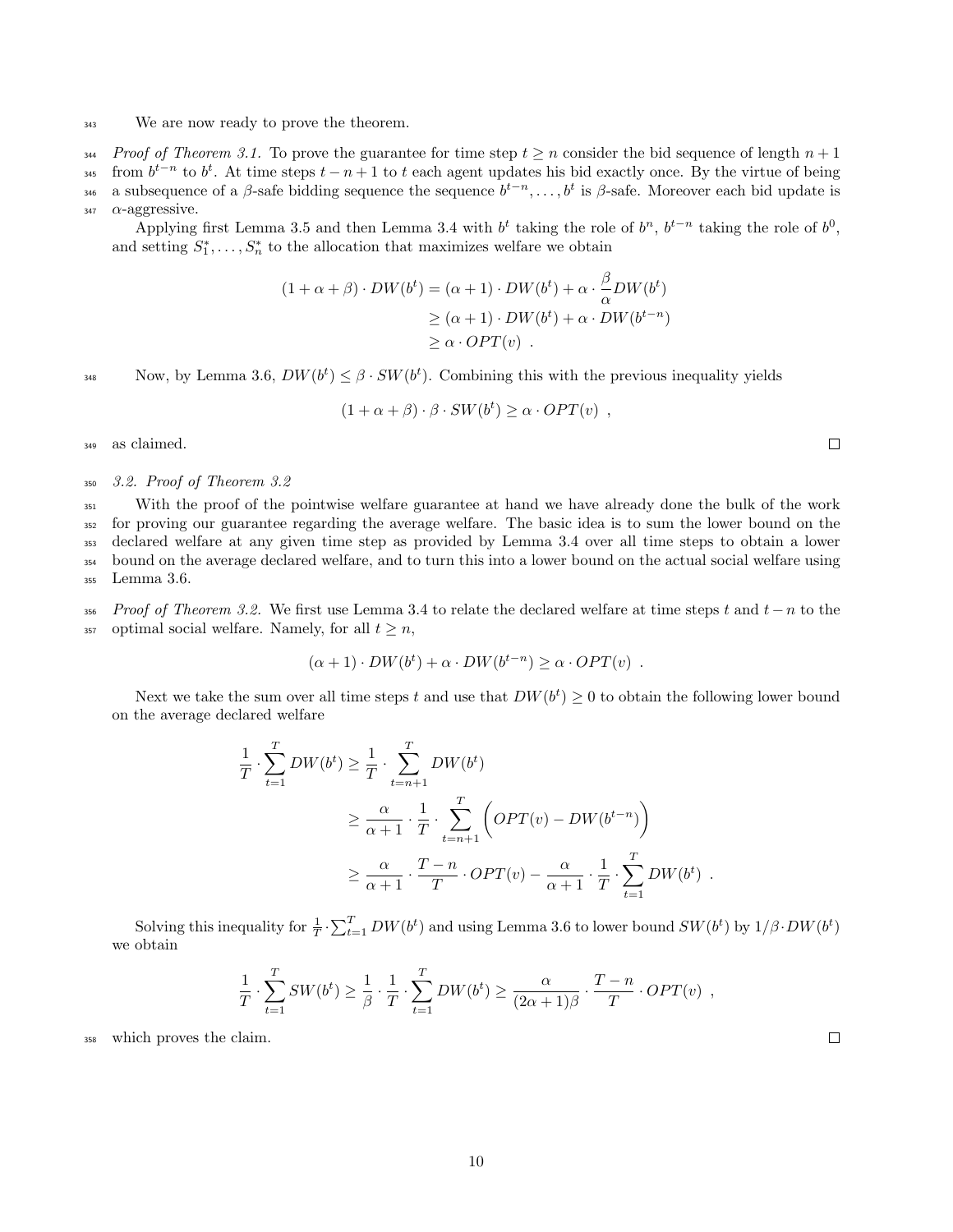We are now ready to prove the theorem.

*Proof of Theorem 3.1.* To prove the guarantee for time step $t \geq n$ consider the bid sequence of length $n+1$ from $b^{t-n}$ to $b^t$. At time steps $t-n+1$ to $t$ each agent updates his bid exactly once. By the virtue of being a subsequence of a $\beta$-safe bidding sequence the sequence $b^{t-n}, \ldots, b^t$ is $\beta$-safe. Moreover each bid update is $\alpha$-aggressive.

Applying first Lemma 3.5 and then Lemma 3.4 with $b^t$ taking the role of $b^n$, $b^{t-n}$ taking the role of $b^0$, and setting $S_1^*, \ldots, S_n^*$ to the allocation that maximizes welfare we obtain

$$
\begin{aligned}
(1+\alpha+\beta) \cdot DW(b^t) &= (\alpha+1) \cdot DW(b^t) + \alpha \cdot \frac{\beta}{\alpha} DW(b^t) \\
&\geq (\alpha+1) \cdot DW(b^t) + \alpha \cdot DW(b^{t-n}) \\
&\geq \alpha \cdot OPT(v) \ .
\end{aligned}
$$

Now, by Lemma 3.6, $DW(b^t) \leq \beta \cdot SW(b^t)$. Combining this with the previous inequality yields

$$
(1+\alpha+\beta) \cdot \beta \cdot SW(b^t) \geq \alpha \cdot OPT(v) \ ,
$$

as claimed. □

*3.2. Proof of Theorem 3.2*

With the proof of the pointwise welfare guarantee at hand we have already done the bulk of the work for proving our guarantee regarding the average welfare. The basic idea is to sum the lower bound on the declared welfare at any given time step as provided by Lemma 3.4 over all time steps to obtain a lower bound on the average declared welfare, and to turn this into a lower bound on the actual social welfare using Lemma 3.6.

*Proof of Theorem 3.2.* We first use Lemma 3.4 to relate the declared welfare at time steps $t$ and $t-n$ to the optimal social welfare. Namely, for all $t \geq n$,

$$
(\alpha+1) \cdot DW(b^t) + \alpha \cdot DW(b^{t-n}) \geq \alpha \cdot OPT(v) \ .
$$

Next we take the sum over all time steps $t$ and use that $DW(b^t) \geq 0$ to obtain the following lower bound on the average declared welfare

$$
\begin{aligned}
\frac{1}{T} \cdot \sum_{t=1}^{T} DW(b^t) &\geq \frac{1}{T} \cdot \sum_{t=n+1}^{T} DW(b^t) \\
&\geq \frac{\alpha}{\alpha+1} \cdot \frac{1}{T} \cdot \sum_{t=n+1}^{T} \Big( OPT(v) - DW(b^{t-n}) \Big) \\
&\geq \frac{\alpha}{\alpha+1} \cdot \frac{T-n}{T} \cdot OPT(v) - \frac{\alpha}{\alpha+1} \cdot \frac{1}{T} \cdot \sum_{t=1}^{T} DW(b^t) \ .
\end{aligned}
$$

Solving this inequality for $\frac{1}{T} \cdot \sum_{t=1}^{T} DW(b^t)$ and using Lemma 3.6 to lower bound $SW(b^t)$ by $1/\beta \cdot DW(b^t)$ we obtain

$$
\frac{1}{T} \cdot \sum_{t=1}^{T} SW(b^t) \geq \frac{1}{\beta} \cdot \frac{1}{T} \cdot \sum_{t=1}^{T} DW(b^t) \geq \frac{\alpha}{(2\alpha+1)\beta} \cdot \frac{T-n}{T} \cdot OPT(v) \ ,
$$

which proves the claim. □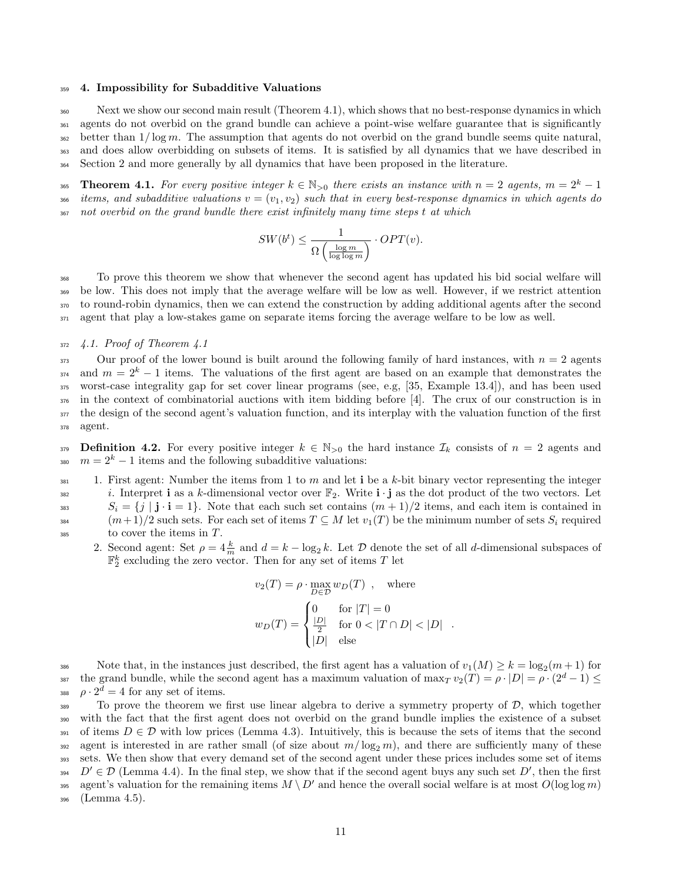## 4. Impossibility for Subadditive Valuations

Next we show our second main result (Theorem 4.1), which shows that no best-response dynamics in which agents do not overbid on the grand bundle can achieve a point-wise welfare guarantee that is significantly better than $1/\log m$. The assumption that agents do not overbid on the grand bundle seems quite natural, and does allow overbidding on subsets of items. It is satisfied by all dynamics that we have described in Section 2 and more generally by all dynamics that have been proposed in the literature.

**Theorem 4.1.** *For every positive integer $k \in \mathbb{N}_{>0}$ there exists an instance with $n = 2$ agents, $m = 2^k - 1$ items, and subadditive valuations $v = (v_1, v_2)$ such that in every best-response dynamics in which agents do not overbid on the grand bundle there exist infinitely many time steps $t$ at which*

$$SW(b^t) \leq \frac{1}{\Omega\left(\frac{\log m}{\log \log m}\right)} \cdot OPT(v).$$

To prove this theorem we show that whenever the second agent has updated his bid social welfare will be low. This does not imply that the average welfare will be low as well. However, if we restrict attention to round-robin dynamics, then we can extend the construction by adding additional agents after the second agent that play a low-stakes game on separate items forcing the average welfare to be low as well.

### *4.1. Proof of Theorem 4.1*

Our proof of the lower bound is built around the following family of hard instances, with $n = 2$ agents and $m = 2^k - 1$ items. The valuations of the first agent are based on an example that demonstrates the worst-case integrality gap for set cover linear programs (see, e.g, [35, Example 13.4]), and has been used in the context of combinatorial auctions with item bidding before [4]. The crux of our construction is in the design of the second agent's valuation function, and its interplay with the valuation function of the first agent.

**Definition 4.2.** For every positive integer $k \in \mathbb{N}_{>0}$ the hard instance $\mathcal{I}_k$ consists of $n = 2$ agents and $m = 2^k - 1$ items and the following subadditive valuations:

1. First agent: Number the items from 1 to $m$ and let $\mathbf{i}$ be a $k$-bit binary vector representing the integer $i$. Interpret $\mathbf{i}$ as a $k$-dimensional vector over $\mathbb{F}_2$. Write $\mathbf{i} \cdot \mathbf{j}$ as the dot product of the two vectors. Let $S_i = \{j \mid \mathbf{j} \cdot \mathbf{i} = 1\}$. Note that each such set contains $(m+1)/2$ items, and each item is contained in $(m+1)/2$ such sets. For each set of items $T \subseteq M$ let $v_1(T)$ be the minimum number of sets $S_i$ required to cover the items in $T$.
2. Second agent: Set $\rho = 4\frac{k}{m}$ and $d = k - \log_2 k$. Let $\mathcal{D}$ denote the set of all $d$-dimensional subspaces of $\mathbb{F}_2^k$ excluding the zero vector. Then for any set of items $T$ let

$$v_2(T) = \rho \cdot \max_{D \in \mathcal{D}} w_D(T) \ , \quad \text{where}$$
$$w_D(T) = \begin{cases} 0 & \text{for } |T| = 0 \\ \frac{|D|}{2} & \text{for } 0 < |T \cap D| < |D| \\ |D| & \text{else} \end{cases} .$$

Note that, in the instances just described, the first agent has a valuation of $v_1(M) \geq k = \log_2(m+1)$ for the grand bundle, while the second agent has a maximum valuation of $\max_T v_2(T) = \rho \cdot |D| = \rho \cdot (2^d - 1) \leq \rho \cdot 2^d = 4$ for any set of items.

To prove the theorem we first use linear algebra to derive a symmetry property of $\mathcal{D}$, which together with the fact that the first agent does not overbid on the grand bundle implies the existence of a subset of items $D \in \mathcal{D}$ with low prices (Lemma 4.3). Intuitively, this is because the sets of items that the second agent is interested in are rather small (of size about $m/\log_2 m$), and there are sufficiently many of these sets. We then show that every demand set of the second agent under these prices includes some set of items $D' \in \mathcal{D}$ (Lemma 4.4). In the final step, we show that if the second agent buys any such set $D'$, then the first agent's valuation for the remaining items $M \setminus D'$ and hence the overall social welfare is at most $O(\log \log m)$ (Lemma 4.5).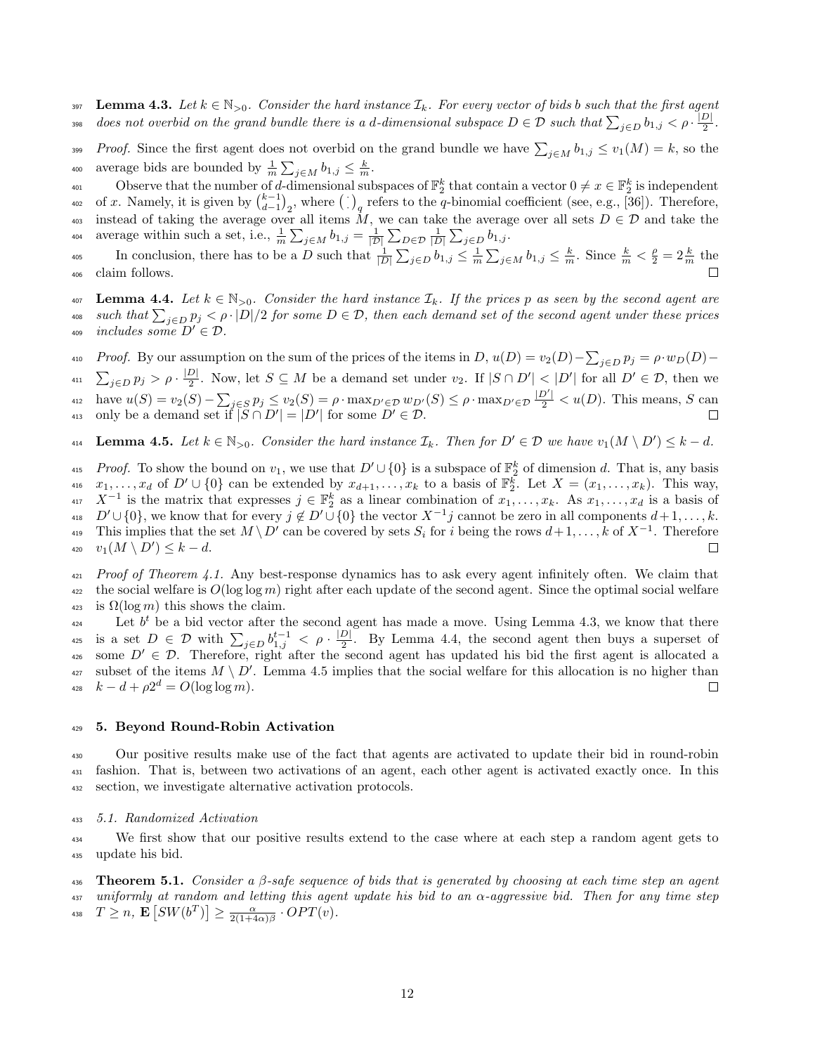**Lemma 4.3.** *Let $k \in \mathbb{N}_{>0}$. Consider the hard instance $\mathcal{I}_k$. For every vector of bids $b$ such that the first agent does not overbid on the grand bundle there is a $d$-dimensional subspace $D \in \mathcal{D}$ such that $\sum_{j \in D} b_{1,j} < \rho \cdot \frac{|D|}{2}$.*

*Proof.* Since the first agent does not overbid on the grand bundle we have $\sum_{j \in M} b_{1,j} \leq v_1(M) = k$, so the average bids are bounded by $\frac{1}{m} \sum_{j \in M} b_{1,j} \leq \frac{k}{m}$.

Observe that the number of $d$-dimensional subspaces of $\mathbb{F}_2^k$ that contain a vector $0 \neq x \in \mathbb{F}_2^k$ is independent of $x$. Namely, it is given by $\binom{k-1}{d-1}_2$, where $\binom{\cdot}{\cdot}_q$ refers to the $q$-binomial coefficient (see, e.g., [36]). Therefore, instead of taking the average over all items $M$, we can take the average over all sets $D \in \mathcal{D}$ and take the average within such a set, i.e., $\frac{1}{m} \sum_{j \in M} b_{1,j} = \frac{1}{|\mathcal{D}|} \sum_{D \in \mathcal{D}} \frac{1}{|D|} \sum_{j \in D} b_{1,j}$.

In conclusion, there has to be a $D$ such that $\frac{1}{|D|} \sum_{j \in D} b_{1,j} \leq \frac{1}{m} \sum_{j \in M} b_{1,j} \leq \frac{k}{m}$. Since $\frac{k}{m} < \frac{\rho}{2} = 2\frac{k}{m}$ the claim follows. □

**Lemma 4.4.** *Let $k \in \mathbb{N}_{>0}$. Consider the hard instance $\mathcal{I}_k$. If the prices $p$ as seen by the second agent are such that $\sum_{j \in D} p_j < \rho \cdot |D|/2$ for some $D \in \mathcal{D}$, then each demand set of the second agent under these prices includes some $D' \in \mathcal{D}$.*

*Proof.* By our assumption on the sum of the prices of the items in $D$, $u(D) = v_2(D) - \sum_{j \in D} p_j = \rho \cdot w_D(D) - \sum_{j \in D} p_j > \rho \cdot \frac{|D|}{2}$. Now, let $S \subseteq M$ be a demand set under $v_2$. If $|S \cap D'| < |D'|$ for all $D' \in \mathcal{D}$, then we have $u(S) = v_2(S) - \sum_{j \in S} p_j \leq v_2(S) = \rho \cdot \max_{D' \in \mathcal{D}} w_{D'}(S) \leq \rho \cdot \max_{D' \in \mathcal{D}} \frac{|D'|}{2} < u(D)$. This means, $S$ can only be a demand set if $|S \cap D'| = |D'|$ for some $D' \in \mathcal{D}$. □

**Lemma 4.5.** *Let $k \in \mathbb{N}_{>0}$. Consider the hard instance $\mathcal{I}_k$. Then for $D' \in \mathcal{D}$ we have $v_1(M \setminus D') \leq k - d$.*

*Proof.* To show the bound on $v_1$, we use that $D' \cup \{0\}$ is a subspace of $\mathbb{F}_2^k$ of dimension $d$. That is, any basis $x_1, \ldots, x_d$ of $D' \cup \{0\}$ can be extended by $x_{d+1}, \ldots, x_k$ to a basis of $\mathbb{F}_2^k$. Let $X = (x_1, \ldots, x_k)$. This way, $X^{-1}$ is the matrix that expresses $j \in \mathbb{F}_2^k$ as a linear combination of $x_1, \ldots, x_k$. As $x_1, \ldots, x_d$ is a basis of $D' \cup \{0\}$, we know that for every $j \notin D' \cup \{0\}$ the vector $X^{-1}j$ cannot be zero in all components $d+1, \ldots, k$. This implies that the set $M \setminus D'$ can be covered by sets $S_i$ for $i$ being the rows $d+1, \ldots, k$ of $X^{-1}$. Therefore $v_1(M \setminus D') \leq k - d$. □

*Proof of Theorem 4.1.* Any best-response dynamics has to ask every agent infinitely often. We claim that the social welfare is $O(\log \log m)$ right after each update of the second agent. Since the optimal social welfare is $\Omega(\log m)$ this shows the claim.

Let $b^t$ be a bid vector after the second agent has made a move. Using Lemma 4.3, we know that there is a set $D \in \mathcal{D}$ with $\sum_{j \in D} b_{1,j}^{t-1} < \rho \cdot \frac{|D|}{2}$. By Lemma 4.4, the second agent then buys a superset of some $D' \in \mathcal{D}$. Therefore, right after the second agent has updated his bid the first agent is allocated a subset of the items $M \setminus D'$. Lemma 4.5 implies that the social welfare for this allocation is no higher than $k - d + \rho 2^d = O(\log \log m)$. □

## 5. Beyond Round-Robin Activation

Our positive results make use of the fact that agents are activated to update their bid in round-robin fashion. That is, between two activations of an agent, each other agent is activated exactly once. In this section, we investigate alternative activation protocols.

### 5.1. Randomized Activation

We first show that our positive results extend to the case where at each step a random agent gets to update his bid.

**Theorem 5.1.** *Consider a $\beta$-safe sequence of bids that is generated by choosing at each time step an agent uniformly at random and letting this agent update his bid to an $\alpha$-aggressive bid. Then for any time step $T \geq n$, $\mathbf{E}\left[SW(b^T)\right] \geq \frac{\alpha}{2(1+4\alpha)\beta} \cdot OPT(v)$.*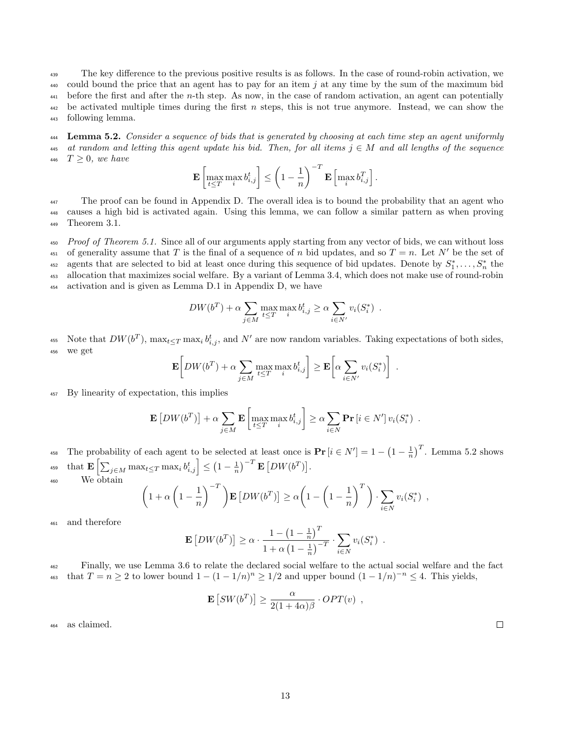The key difference to the previous positive results is as follows. In the case of round-robin activation, we could bound the price that an agent has to pay for an item $j$ at any time by the sum of the maximum bid before the first and after the $n$-th step. As now, in the case of random activation, an agent can potentially be activated multiple times during the first $n$ steps, this is not true anymore. Instead, we can show the following lemma.

**Lemma 5.2.** *Consider a sequence of bids that is generated by choosing at each time step an agent uniformly at random and letting this agent update his bid. Then, for all items $j \in M$ and all lengths of the sequence $T \geq 0$, we have*

$$\mathbf{E}\left[\max_{t \leq T} \max_i b_{i,j}^t\right] \leq \left(1 - \frac{1}{n}\right)^{-T} \mathbf{E}\left[\max_i b_{i,j}^T\right].$$

The proof can be found in Appendix D. The overall idea is to bound the probability that an agent who causes a high bid is activated again. Using this lemma, we can follow a similar pattern as when proving Theorem 3.1.

*Proof of Theorem 5.1.* Since all of our arguments apply starting from any vector of bids, we can without loss of generality assume that $T$ is the final of a sequence of $n$ bid updates, and so $T = n$. Let $N'$ be the set of agents that are selected to bid at least once during this sequence of bid updates. Denote by $S_1^*, \ldots, S_n^*$ the allocation that maximizes social welfare. By a variant of Lemma 3.4, which does not make use of round-robin activation and is given as Lemma D.1 in Appendix D, we have

$$DW(b^T) + \alpha \sum_{j \in M} \max_{t \leq T} \max_i b_{i,j}^t \geq \alpha \sum_{i \in N'} v_i(S_i^*) \ .$$

Note that $DW(b^T)$, $\max_{t \leq T} \max_i b_{i,j}^t$, and $N'$ are now random variables. Taking expectations of both sides, we get

$$\mathbf{E}\left[DW(b^T) + \alpha \sum_{j \in M} \max_{t \leq T} \max_i b_{i,j}^t\right] \geq \mathbf{E}\left[\alpha \sum_{i \in N'} v_i(S_i^*)\right] \ .$$

By linearity of expectation, this implies

$$\mathbf{E}\left[DW(b^T)\right] + \alpha \sum_{j \in M} \mathbf{E}\left[\max_{t \leq T} \max_i b_{i,j}^t\right] \geq \alpha \sum_{i \in N} \mathbf{Pr}\left[i \in N'\right] v_i(S_i^*) \ .$$

The probability of each agent to be selected at least once is $\mathbf{Pr}\left[i \in N'\right] = 1 - \left(1 - \frac{1}{n}\right)^T$. Lemma 5.2 shows that $\mathbf{E}\left[\sum_{j \in M} \max_{t \leq T} \max_i b_{i,j}^t\right] \leq \left(1 - \frac{1}{n}\right)^{-T} \mathbf{E}\left[DW(b^T)\right]$.

We obtain

$$\left(1 + \alpha \left(1 - \frac{1}{n}\right)^{-T}\right) \mathbf{E}\left[DW(b^T)\right] \geq \alpha \left(1 - \left(1 - \frac{1}{n}\right)^T\right) \cdot \sum_{i \in N} v_i(S_i^*) \ ,$$

and therefore

$$\mathbf{E}\left[DW(b^T)\right] \geq \alpha \cdot \frac{1 - \left(1 - \frac{1}{n}\right)^T}{1 + \alpha \left(1 - \frac{1}{n}\right)^{-T}} \cdot \sum_{i \in N} v_i(S_i^*) \ .$$

Finally, we use Lemma 3.6 to relate the declared social welfare to the actual social welfare and the fact that $T = n \geq 2$ to lower bound $1 - (1 - 1/n)^n \geq 1/2$ and upper bound $(1 - 1/n)^{-n} \leq 4$. This yields,

$$\mathbf{E}\left[SW(b^T)\right] \geq \frac{\alpha}{2(1 + 4\alpha)\beta} \cdot OPT(v) \ ,$$

as claimed. $\square$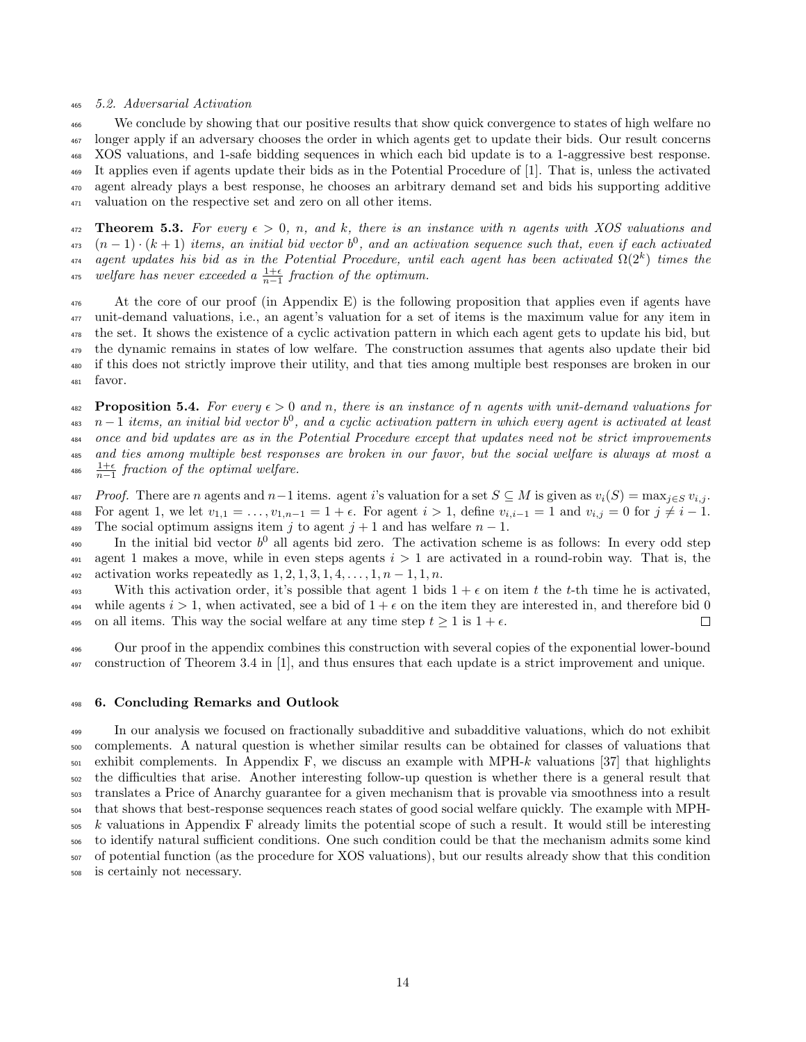### 5.2. Adversarial Activation

We conclude by showing that our positive results that show quick convergence to states of high welfare no longer apply if an adversary chooses the order in which agents get to update their bids. Our result concerns XOS valuations, and 1-safe bidding sequences in which each bid update is to a 1-aggressive best response. It applies even if agents update their bids as in the Potential Procedure of [1]. That is, unless the activated agent already plays a best response, he chooses an arbitrary demand set and bids his supporting additive valuation on the respective set and zero on all other items.

**Theorem 5.3.** *For every $\epsilon > 0$, $n$, and $k$, there is an instance with $n$ agents with XOS valuations and $(n-1)\cdot(k+1)$ items, an initial bid vector $b^0$, and an activation sequence such that, even if each activated agent updates his bid as in the Potential Procedure, until each agent has been activated $\Omega(2^k)$ times the welfare has never exceeded a $\frac{1+\epsilon}{n-1}$ fraction of the optimum.*

At the core of our proof (in Appendix E) is the following proposition that applies even if agents have unit-demand valuations, i.e., an agent's valuation for a set of items is the maximum value for any item in the set. It shows the existence of a cyclic activation pattern in which each agent gets to update his bid, but the dynamic remains in states of low welfare. The construction assumes that agents also update their bid if this does not strictly improve their utility, and that ties among multiple best responses are broken in our favor.

**Proposition 5.4.** *For every $\epsilon > 0$ and $n$, there is an instance of $n$ agents with unit-demand valuations for $n-1$ items, an initial bid vector $b^0$, and a cyclic activation pattern in which every agent is activated at least once and bid updates are as in the Potential Procedure except that updates need not be strict improvements and ties among multiple best responses are broken in our favor, but the social welfare is always at most a $\frac{1+\epsilon}{n-1}$ fraction of the optimal welfare.*

*Proof.* There are $n$ agents and $n-1$ items. agent $i$'s valuation for a set $S \subseteq M$ is given as $v_i(S) = \max_{j \in S} v_{i,j}$. For agent 1, we let $v_{1,1} = \ldots, v_{1,n-1} = 1+\epsilon$. For agent $i > 1$, define $v_{i,i-1} = 1$ and $v_{i,j} = 0$ for $j \neq i-1$. The social optimum assigns item $j$ to agent $j+1$ and has welfare $n-1$.

In the initial bid vector $b^0$ all agents bid zero. The activation scheme is as follows: In every odd step agent 1 makes a move, while in even steps agents $i > 1$ are activated in a round-robin way. That is, the activation works repeatedly as $1, 2, 1, 3, 1, 4, \ldots, 1, n-1, 1, n$.

With this activation order, it's possible that agent 1 bids $1+\epsilon$ on item $t$ the $t$-th time he is activated, while agents $i > 1$, when activated, see a bid of $1+\epsilon$ on the item they are interested in, and therefore bid 0 on all items. This way the social welfare at any time step $t \geq 1$ is $1+\epsilon$. $\square$

Our proof in the appendix combines this construction with several copies of the exponential lower-bound construction of Theorem 3.4 in [1], and thus ensures that each update is a strict improvement and unique.

## 6. Concluding Remarks and Outlook

In our analysis we focused on fractionally subadditive and subadditive valuations, which do not exhibit complements. A natural question is whether similar results can be obtained for classes of valuations that exhibit complements. In Appendix F, we discuss an example with MPH-$k$ valuations [37] that highlights the difficulties that arise. Another interesting follow-up question is whether there is a general result that translates a Price of Anarchy guarantee for a given mechanism that is provable via smoothness into a result that shows that best-response sequences reach states of good social welfare quickly. The example with MPH-$k$ valuations in Appendix F already limits the potential scope of such a result. It would still be interesting to identify natural sufficient conditions. One such condition could be that the mechanism admits some kind of potential function (as the procedure for XOS valuations), but our results already show that this condition is certainly not necessary.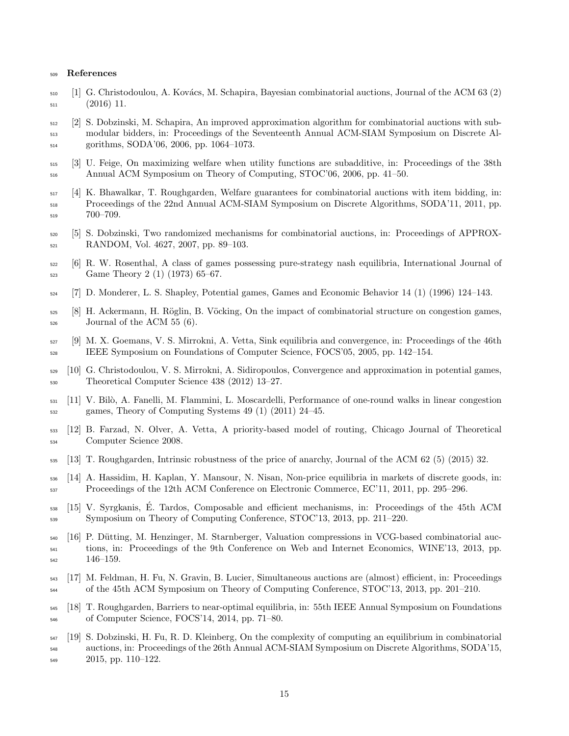## References

[1] G. Christodoulou, A. Kovács, M. Schapira, Bayesian combinatorial auctions, Journal of the ACM 63 (2) (2016) 11.

[2] S. Dobzinski, M. Schapira, An improved approximation algorithm for combinatorial auctions with submodular bidders, in: Proceedings of the Seventeenth Annual ACM-SIAM Symposium on Discrete Algorithms, SODA'06, 2006, pp. 1064–1073.

[3] U. Feige, On maximizing welfare when utility functions are subadditive, in: Proceedings of the 38th Annual ACM Symposium on Theory of Computing, STOC'06, 2006, pp. 41–50.

[4] K. Bhawalkar, T. Roughgarden, Welfare guarantees for combinatorial auctions with item bidding, in: Proceedings of the 22nd Annual ACM-SIAM Symposium on Discrete Algorithms, SODA'11, 2011, pp. 700–709.

[5] S. Dobzinski, Two randomized mechanisms for combinatorial auctions, in: Proceedings of APPROX-RANDOM, Vol. 4627, 2007, pp. 89–103.

[6] R. W. Rosenthal, A class of games possessing pure-strategy nash equilibria, International Journal of Game Theory 2 (1) (1973) 65–67.

[7] D. Monderer, L. S. Shapley, Potential games, Games and Economic Behavior 14 (1) (1996) 124–143.

[8] H. Ackermann, H. Röglin, B. Vöcking, On the impact of combinatorial structure on congestion games, Journal of the ACM 55 (6).

[9] M. X. Goemans, V. S. Mirrokni, A. Vetta, Sink equilibria and convergence, in: Proceedings of the 46th IEEE Symposium on Foundations of Computer Science, FOCS'05, 2005, pp. 142–154.

[10] G. Christodoulou, V. S. Mirrokni, A. Sidiropoulos, Convergence and approximation in potential games, Theoretical Computer Science 438 (2012) 13–27.

[11] V. Bilò, A. Fanelli, M. Flammini, L. Moscardelli, Performance of one-round walks in linear congestion games, Theory of Computing Systems 49 (1) (2011) 24–45.

[12] B. Farzad, N. Olver, A. Vetta, A priority-based model of routing, Chicago Journal of Theoretical Computer Science 2008.

[13] T. Roughgarden, Intrinsic robustness of the price of anarchy, Journal of the ACM 62 (5) (2015) 32.

[14] A. Hassidim, H. Kaplan, Y. Mansour, N. Nisan, Non-price equilibria in markets of discrete goods, in: Proceedings of the 12th ACM Conference on Electronic Commerce, EC'11, 2011, pp. 295–296.

[15] V. Syrgkanis, É. Tardos, Composable and efficient mechanisms, in: Proceedings of the 45th ACM Symposium on Theory of Computing Conference, STOC'13, 2013, pp. 211–220.

[16] P. Dütting, M. Henzinger, M. Starnberger, Valuation compressions in VCG-based combinatorial auctions, in: Proceedings of the 9th Conference on Web and Internet Economics, WINE'13, 2013, pp. 146–159.

[17] M. Feldman, H. Fu, N. Gravin, B. Lucier, Simultaneous auctions are (almost) efficient, in: Proceedings of the 45th ACM Symposium on Theory of Computing Conference, STOC'13, 2013, pp. 201–210.

[18] T. Roughgarden, Barriers to near-optimal equilibria, in: 55th IEEE Annual Symposium on Foundations of Computer Science, FOCS'14, 2014, pp. 71–80.

[19] S. Dobzinski, H. Fu, R. D. Kleinberg, On the complexity of computing an equilibrium in combinatorial auctions, in: Proceedings of the 26th Annual ACM-SIAM Symposium on Discrete Algorithms, SODA'15, 2015, pp. 110–122.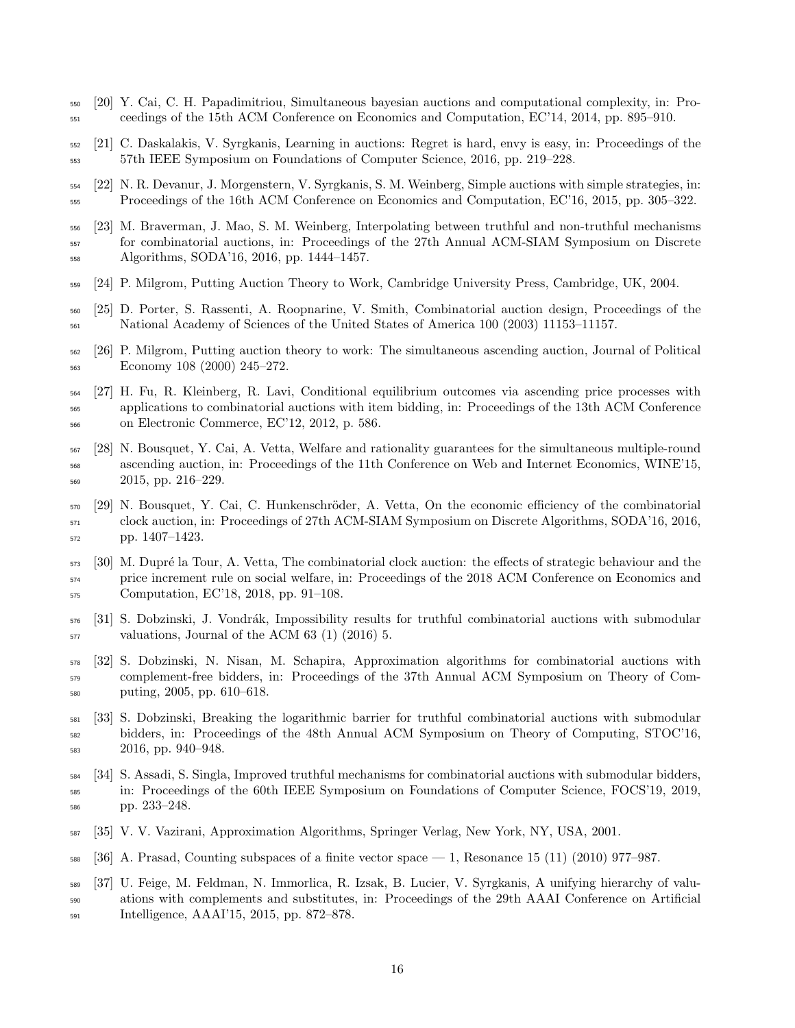[20] Y. Cai, C. H. Papadimitriou, Simultaneous bayesian auctions and computational complexity, in: Proceedings of the 15th ACM Conference on Economics and Computation, EC'14, 2014, pp. 895–910.

[21] C. Daskalakis, V. Syrgkanis, Learning in auctions: Regret is hard, envy is easy, in: Proceedings of the 57th IEEE Symposium on Foundations of Computer Science, 2016, pp. 219–228.

[22] N. R. Devanur, J. Morgenstern, V. Syrgkanis, S. M. Weinberg, Simple auctions with simple strategies, in: Proceedings of the 16th ACM Conference on Economics and Computation, EC'16, 2015, pp. 305–322.

[23] M. Braverman, J. Mao, S. M. Weinberg, Interpolating between truthful and non-truthful mechanisms for combinatorial auctions, in: Proceedings of the 27th Annual ACM-SIAM Symposium on Discrete Algorithms, SODA'16, 2016, pp. 1444–1457.

[24] P. Milgrom, Putting Auction Theory to Work, Cambridge University Press, Cambridge, UK, 2004.

[25] D. Porter, S. Rassenti, A. Roopnarine, V. Smith, Combinatorial auction design, Proceedings of the National Academy of Sciences of the United States of America 100 (2003) 11153–11157.

[26] P. Milgrom, Putting auction theory to work: The simultaneous ascending auction, Journal of Political Economy 108 (2000) 245–272.

[27] H. Fu, R. Kleinberg, R. Lavi, Conditional equilibrium outcomes via ascending price processes with applications to combinatorial auctions with item bidding, in: Proceedings of the 13th ACM Conference on Electronic Commerce, EC'12, 2012, p. 586.

[28] N. Bousquet, Y. Cai, A. Vetta, Welfare and rationality guarantees for the simultaneous multiple-round ascending auction, in: Proceedings of the 11th Conference on Web and Internet Economics, WINE'15, 2015, pp. 216–229.

[29] N. Bousquet, Y. Cai, C. Hunkenschröder, A. Vetta, On the economic efficiency of the combinatorial clock auction, in: Proceedings of 27th ACM-SIAM Symposium on Discrete Algorithms, SODA'16, 2016, pp. 1407–1423.

[30] M. Dupré la Tour, A. Vetta, The combinatorial clock auction: the effects of strategic behaviour and the price increment rule on social welfare, in: Proceedings of the 2018 ACM Conference on Economics and Computation, EC'18, 2018, pp. 91–108.

[31] S. Dobzinski, J. Vondrák, Impossibility results for truthful combinatorial auctions with submodular valuations, Journal of the ACM 63 (1) (2016) 5.

[32] S. Dobzinski, N. Nisan, M. Schapira, Approximation algorithms for combinatorial auctions with complement-free bidders, in: Proceedings of the 37th Annual ACM Symposium on Theory of Computing, 2005, pp. 610–618.

[33] S. Dobzinski, Breaking the logarithmic barrier for truthful combinatorial auctions with submodular bidders, in: Proceedings of the 48th Annual ACM Symposium on Theory of Computing, STOC'16, 2016, pp. 940–948.

[34] S. Assadi, S. Singla, Improved truthful mechanisms for combinatorial auctions with submodular bidders, in: Proceedings of the 60th IEEE Symposium on Foundations of Computer Science, FOCS'19, 2019, pp. 233–248.

[35] V. V. Vazirani, Approximation Algorithms, Springer Verlag, New York, NY, USA, 2001.

[36] A. Prasad, Counting subspaces of a finite vector space — 1, Resonance 15 (11) (2010) 977–987.

[37] U. Feige, M. Feldman, N. Immorlica, R. Izsak, B. Lucier, V. Syrgkanis, A unifying hierarchy of valuations with complements and substitutes, in: Proceedings of the 29th AAAI Conference on Artificial Intelligence, AAAI'15, 2015, pp. 872–878.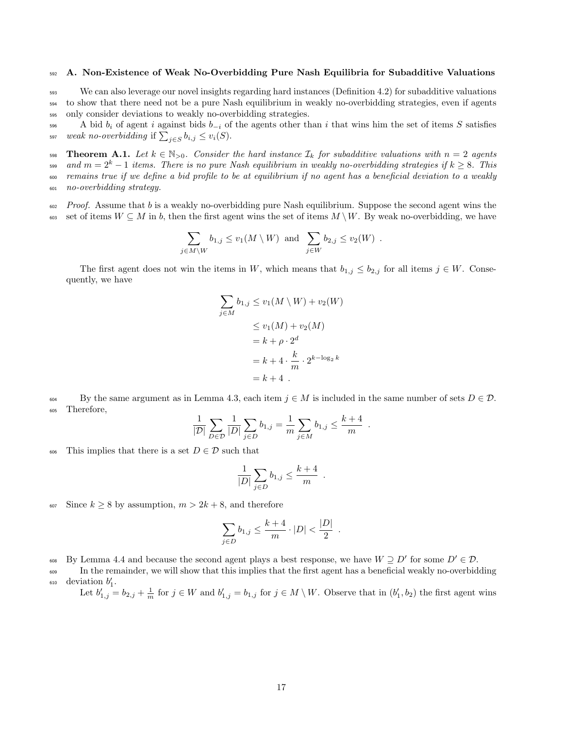## A. Non-Existence of Weak No-Overbidding Pure Nash Equilibria for Subadditive Valuations

We can also leverage our novel insights regarding hard instances (Definition 4.2) for subadditive valuations to show that there need not be a pure Nash equilibrium in weakly no-overbidding strategies, even if agents only consider deviations to weakly no-overbidding strategies.

A bid $b_i$ of agent $i$ against bids $b_{-i}$ of the agents other than $i$ that wins him the set of items $S$ satisfies *weak no-overbidding* if $\sum_{j \in S} b_{i,j} \leq v_i(S)$.

**Theorem A.1.** *Let $k \in \mathbb{N}_{>0}$. Consider the hard instance $\mathcal{I}_k$ for subadditive valuations with $n = 2$ agents and $m = 2^k - 1$ items. There is no pure Nash equilibrium in weakly no-overbidding strategies if $k \geq 8$. This remains true if we define a bid profile to be at equilibrium if no agent has a beneficial deviation to a weakly no-overbidding strategy.*

*Proof.* Assume that $b$ is a weakly no-overbidding pure Nash equilibrium. Suppose the second agent wins the set of items $W \subseteq M$ in $b$, then the first agent wins the set of items $M \setminus W$. By weak no-overbidding, we have

$$\sum_{j \in M \setminus W} b_{1,j} \leq v_1(M \setminus W) \text{ and } \sum_{j \in W} b_{2,j} \leq v_2(W) \enspace .$$

The first agent does not win the items in $W$, which means that $b_{1,j} \leq b_{2,j}$ for all items $j \in W$. Consequently, we have

$$\begin{aligned}
\sum_{j \in M} b_{1,j} &\leq v_1(M \setminus W) + v_2(W) \\
&\leq v_1(M) + v_2(M) \\
&= k + \rho \cdot 2^d \\
&= k + 4 \cdot \frac{k}{m} \cdot 2^{k - \log_2 k} \\
&= k + 4 \enspace .
\end{aligned}$$

By the same argument as in Lemma 4.3, each item $j \in M$ is included in the same number of sets $D \in \mathcal{D}$. Therefore,

$$\frac{1}{|\mathcal{D}|} \sum_{D \in \mathcal{D}} \frac{1}{|D|} \sum_{j \in D} b_{1,j} = \frac{1}{m} \sum_{j \in M} b_{1,j} \leq \frac{k+4}{m} \enspace .$$

This implies that there is a set $D \in \mathcal{D}$ such that

$$\frac{1}{|D|} \sum_{j \in D} b_{1,j} \leq \frac{k+4}{m} \enspace .$$

Since $k \geq 8$ by assumption, $m > 2k + 8$, and therefore

$$\sum_{j \in D} b_{1,j} \leq \frac{k+4}{m} \cdot |D| < \frac{|D|}{2} \enspace .$$

By Lemma 4.4 and because the second agent plays a best response, we have $W \supseteq D'$ for some $D' \in \mathcal{D}$.

In the remainder, we will show that this implies that the first agent has a beneficial weakly no-overbidding deviation $b_1'$.

Let $b_{1,j}' = b_{2,j} + \frac{1}{m}$ for $j \in W$ and $b_{1,j}' = b_{1,j}$ for $j \in M \setminus W$. Observe that in $(b_1', b_2)$ the first agent wins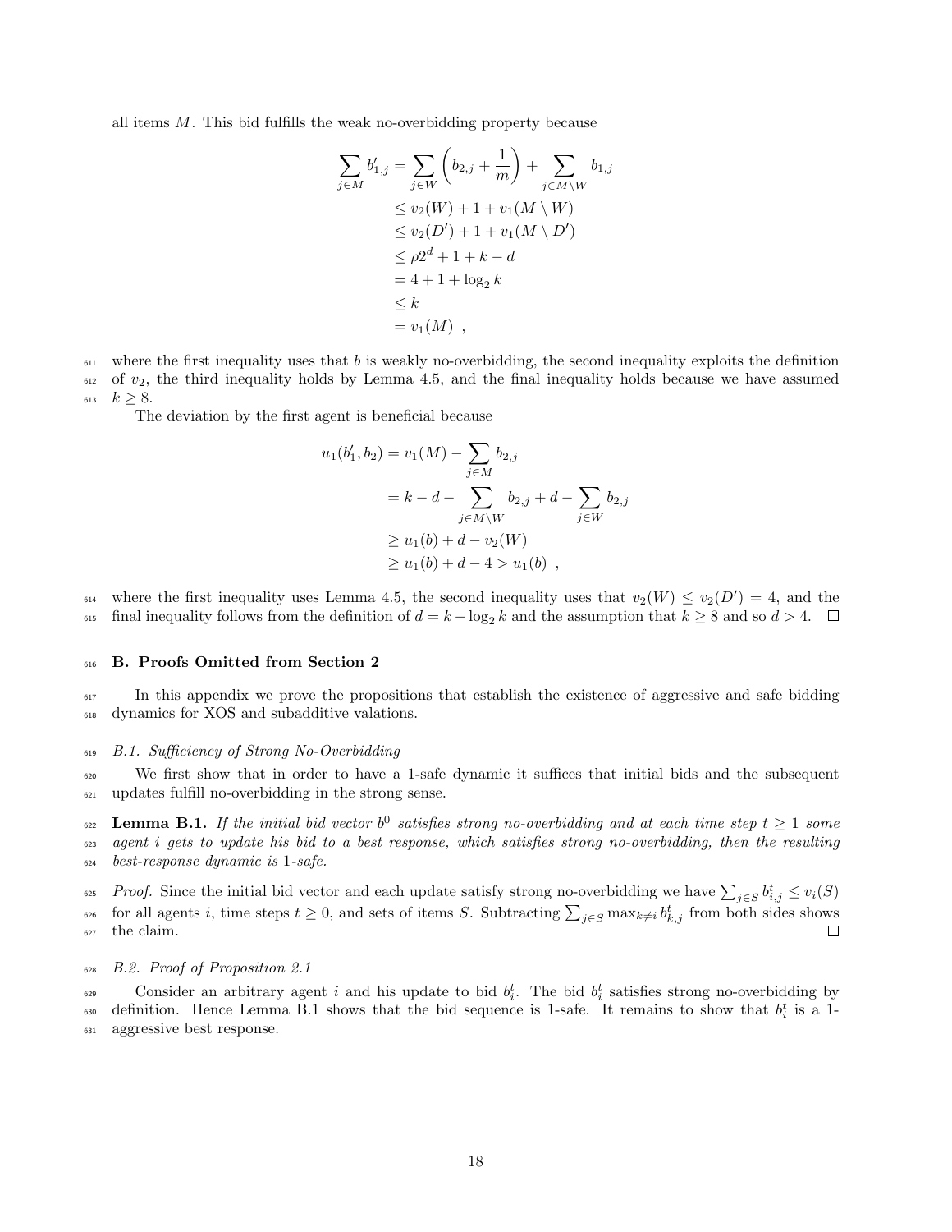all items $M$. This bid fulfills the weak no-overbidding property because

$$\begin{aligned}
\sum_{j \in M} b'_{1,j} &= \sum_{j \in W} \left( b_{2,j} + \frac{1}{m} \right) + \sum_{j \in M \setminus W} b_{1,j} \\
&\leq v_2(W) + 1 + v_1(M \setminus W) \\
&\leq v_2(D') + 1 + v_1(M \setminus D') \\
&\leq \rho 2^d + 1 + k - d \\
&= 4 + 1 + \log_2 k \\
&\leq k \\
&= v_1(M) \ ,
\end{aligned}$$

where the first inequality uses that $b$ is weakly no-overbidding, the second inequality exploits the definition of $v_2$, the third inequality holds by Lemma 4.5, and the final inequality holds because we have assumed $k \geq 8$.

The deviation by the first agent is beneficial because

$$\begin{aligned}
u_1(b'_1, b_2) &= v_1(M) - \sum_{j \in M} b_{2,j} \\
&= k - d - \sum_{j \in M \setminus W} b_{2,j} + d - \sum_{j \in W} b_{2,j} \\
&\geq u_1(b) + d - v_2(W) \\
&\geq u_1(b) + d - 4 > u_1(b) \ ,
\end{aligned}$$

where the first inequality uses Lemma 4.5, the second inequality uses that $v_2(W) \leq v_2(D') = 4$, and the final inequality follows from the definition of $d = k - \log_2 k$ and the assumption that $k \geq 8$ and so $d > 4$. $\square$

## B. Proofs Omitted from Section 2

In this appendix we prove the propositions that establish the existence of aggressive and safe bidding dynamics for XOS and subadditive valations.

### *B.1. Sufficiency of Strong No-Overbidding*

We first show that in order to have a 1-safe dynamic it suffices that initial bids and the subsequent updates fulfill no-overbidding in the strong sense.

**Lemma B.1.** *If the initial bid vector $b^0$ satisfies strong no-overbidding and at each time step $t \geq 1$ some agent $i$ gets to update his bid to a best response, which satisfies strong no-overbidding, then the resulting best-response dynamic is 1-safe.*

*Proof.* Since the initial bid vector and each update satisfy strong no-overbidding we have $\sum_{j \in S} b^t_{i,j} \leq v_i(S)$ for all agents $i$, time steps $t \geq 0$, and sets of items $S$. Subtracting $\sum_{j \in S} \max_{k \neq i} b^t_{k,j}$ from both sides shows the claim. $\square$

### *B.2. Proof of Proposition 2.1*

Consider an arbitrary agent $i$ and his update to bid $b^t_i$. The bid $b^t_i$ satisfies strong no-overbidding by definition. Hence Lemma B.1 shows that the bid sequence is 1-safe. It remains to show that $b^t_i$ is a 1-aggressive best response.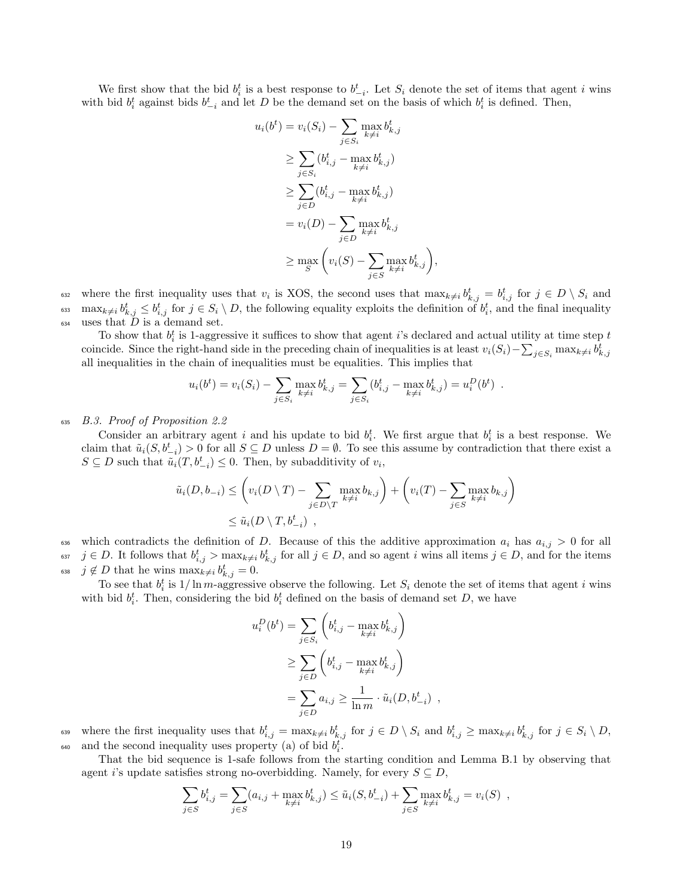We first show that the bid $b_i^t$ is a best response to $b_{-i}^t$. Let $S_i$ denote the set of items that agent $i$ wins with bid $b_i^t$ against bids $b_{-i}^t$ and let $D$ be the demand set on the basis of which $b_i^t$ is defined. Then,

$$
\begin{aligned}
u_i(b^t) &= v_i(S_i) - \sum_{j \in S_i} \max_{k \neq i} b_{k,j}^t \\
&\geq \sum_{j \in S_i} (b_{i,j}^t - \max_{k \neq i} b_{k,j}^t) \\
&\geq \sum_{j \in D} (b_{i,j}^t - \max_{k \neq i} b_{k,j}^t) \\
&= v_i(D) - \sum_{j \in D} \max_{k \neq i} b_{k,j}^t \\
&\geq \max_S \left( v_i(S) - \sum_{j \in S} \max_{k \neq i} b_{k,j}^t \right),
\end{aligned}
$$

where the first inequality uses that $v_i$ is XOS, the second uses that $\max_{k \neq i} b_{k,j}^t = b_{i,j}^t$ for $j \in D \setminus S_i$ and $\max_{k \neq i} b_{k,j}^t \leq b_{i,j}^t$ for $j \in S_i \setminus D$, the following equality exploits the definition of $b_i^t$, and the final inequality uses that $D$ is a demand set.

To show that $b_i^t$ is 1-aggressive it suffices to show that agent $i$'s declared and actual utility at time step $t$ coincide. Since the right-hand side in the preceding chain of inequalities is at least $v_i(S_i) - \sum_{j \in S_i} \max_{k \neq i} b_{k,j}^t$ all inequalities in the chain of inequalities must be equalities. This implies that

$$
u_i(b^t) = v_i(S_i) - \sum_{j \in S_i} \max_{k \neq i} b_{k,j}^t = \sum_{j \in S_i} (b_{i,j}^t - \max_{k \neq i} b_{k,j}^t) = u_i^D(b^t) \ .
$$

### B.3. Proof of Proposition 2.2

Consider an arbitrary agent $i$ and his update to bid $b_i^t$. We first argue that $b_i^t$ is a best response. We claim that $\tilde{u}_i(S, b_{-i}^t) > 0$ for all $S \subseteq D$ unless $D = \emptyset$. To see this assume by contradiction that there exist a $S \subseteq D$ such that $\tilde{u}_i(T, b_{-i}^t) \leq 0$. Then, by subadditivity of $v_i$,

$$
\begin{aligned}
\tilde{u}_i(D, b_{-i}) &\leq \left( v_i(D \setminus T) - \sum_{j \in D \setminus T} \max_{k \neq i} b_{k,j} \right) + \left( v_i(T) - \sum_{j \in S} \max_{k \neq i} b_{k,j} \right) \\
&\leq \tilde{u}_i(D \setminus T, b_{-i}^t) \ ,
\end{aligned}
$$

which contradicts the definition of $D$. Because of this the additive approximation $a_i$ has $a_{i,j} > 0$ for all $j \in D$. It follows that $b_{i,j}^t > \max_{k \neq i} b_{k,j}^t$ for all $j \in D$, and so agent $i$ wins all items $j \in D$, and for the items $j \notin D$ that he wins $\max_{k \neq i} b_{k,j}^t = 0$.

To see that $b_i^t$ is $1/\ln m$-aggressive observe the following. Let $S_i$ denote the set of items that agent $i$ wins with bid $b_i^t$. Then, considering the bid $b_i^t$ defined on the basis of demand set $D$, we have

$$
\begin{aligned}
u_i^D(b^t) &= \sum_{j \in S_i} \left( b_{i,j}^t - \max_{k \neq i} b_{k,j}^t \right) \\
&\geq \sum_{j \in D} \left( b_{i,j}^t - \max_{k \neq i} b_{k,j}^t \right) \\
&= \sum_{j \in D} a_{i,j} \geq \frac{1}{\ln m} \cdot \tilde{u}_i(D, b_{-i}^t) \ ,
\end{aligned}
$$

where the first inequality uses that $b_{i,j}^t = \max_{k \neq i} b_{k,j}^t$ for $j \in D \setminus S_i$ and $b_{i,j}^t \geq \max_{k \neq i} b_{k,j}^t$ for $j \in S_i \setminus D$, and the second inequality uses property (a) of bid $b_i^t$.

That the bid sequence is 1-safe follows from the starting condition and Lemma B.1 by observing that agent $i$'s update satisfies strong no-overbidding. Namely, for every $S \subseteq D$,

$$
\sum_{j \in S} b_{i,j}^t = \sum_{j \in S} (a_{i,j} + \max_{k \neq i} b_{k,j}^t) \leq \tilde{u}_i(S, b_{-i}^t) + \sum_{j \in S} \max_{k \neq i} b_{k,j}^t = v_i(S) \ ,
$$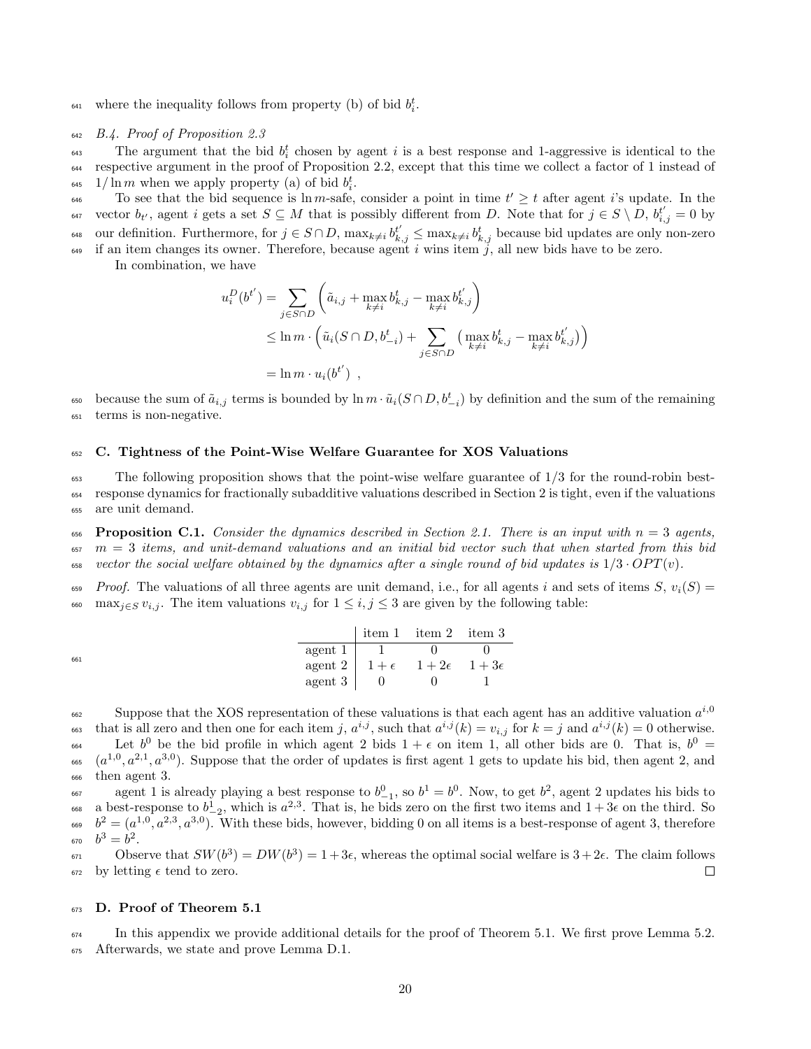where the inequality follows from property (b) of bid $b_i^t$.

### B.4. Proof of Proposition 2.3

The argument that the bid $b_i^t$ chosen by agent $i$ is a best response and 1-aggressive is identical to the respective argument in the proof of Proposition 2.2, except that this time we collect a factor of 1 instead of $1/\ln m$ when we apply property (a) of bid $b_i^t$.

To see that the bid sequence is $\ln m$-safe, consider a point in time $t' \geq t$ after agent $i$'s update. In the vector $b_{t'}$, agent $i$ gets a set $S \subseteq M$ that is possibly different from $D$. Note that for $j \in S \setminus D$, $b_{i,j}^{t'} = 0$ by our definition. Furthermore, for $j \in S \cap D$, $\max_{k \neq i} b_{k,j}^{t'} \leq \max_{k \neq i} b_{k,j}^{t}$ because bid updates are only non-zero if an item changes its owner. Therefore, because agent $i$ wins item $j$, all new bids have to be zero.

In combination, we have

$$
\begin{aligned}
u_i^D(b^{t'}) &= \sum_{j \in S \cap D} \left( \tilde{a}_{i,j} + \max_{k \neq i} b_{k,j}^t - \max_{k \neq i} b_{k,j}^{t'} \right) \\
&\leq \ln m \cdot \left( \tilde{u}_i(S \cap D, b_{-i}^t) + \sum_{j \in S \cap D} \left( \max_{k \neq i} b_{k,j}^t - \max_{k \neq i} b_{k,j}^{t'} \right) \right) \\
&= \ln m \cdot u_i(b^{t'}) \ ,
\end{aligned}
$$

because the sum of $\tilde{a}_{i,j}$ terms is bounded by $\ln m \cdot \tilde{u}_i(S \cap D, b_{-i}^t)$ by definition and the sum of the remaining terms is non-negative.

## C. Tightness of the Point-Wise Welfare Guarantee for XOS Valuations

The following proposition shows that the point-wise welfare guarantee of 1/3 for the round-robin best-response dynamics for fractionally subadditive valuations described in Section 2 is tight, even if the valuations are unit demand.

**Proposition C.1.** *Consider the dynamics described in Section 2.1. There is an input with $n = 3$ agents, $m = 3$ items, and unit-demand valuations and an initial bid vector such that when started from this bid vector the social welfare obtained by the dynamics after a single round of bid updates is $1/3 \cdot OPT(v)$.*

*Proof.* The valuations of all three agents are unit demand, i.e., for all agents $i$ and sets of items $S$, $v_i(S) = \max_{j \in S} v_{i,j}$. The item valuations $v_{i,j}$ for $1 \leq i, j \leq 3$ are given by the following table:

| | item 1 | item 2 | item 3 |
|---|---|---|---|
| agent 1 | $1$ | $0$ | $0$ |
| agent 2 | $1+\epsilon$ | $1+2\epsilon$ | $1+3\epsilon$ |
| agent 3 | $0$ | $0$ | $1$ |

Suppose that the XOS representation of these valuations is that each agent has an additive valuation $a^{i,0}$ that is all zero and then one for each item $j$, $a^{i,j}$, such that $a^{i,j}(k) = v_{i,j}$ for $k = j$ and $a^{i,j}(k) = 0$ otherwise.

Let $b^0$ be the bid profile in which agent 2 bids $1 + \epsilon$ on item 1, all other bids are 0. That is, $b^0 = (a^{1,0}, a^{2,1}, a^{3,0})$. Suppose that the order of updates is first agent 1 gets to update his bid, then agent 2, and then agent 3.

agent 1 is already playing a best response to $b_{-1}^0$, so $b^1 = b^0$. Now, to get $b^2$, agent 2 updates his bids to a best-response to $b_{-2}^1$, which is $a^{2,3}$. That is, he bids zero on the first two items and $1 + 3\epsilon$ on the third. So $b^2 = (a^{1,0}, a^{2,3}, a^{3,0})$. With these bids, however, bidding 0 on all items is a best-response of agent 3, therefore $b^3 = b^2$.

Observe that $SW(b^3) = DW(b^3) = 1 + 3\epsilon$, whereas the optimal social welfare is $3 + 2\epsilon$. The claim follows by letting $\epsilon$ tend to zero. $\square$

## D. Proof of Theorem 5.1

In this appendix we provide additional details for the proof of Theorem 5.1. We first prove Lemma 5.2. Afterwards, we state and prove Lemma D.1.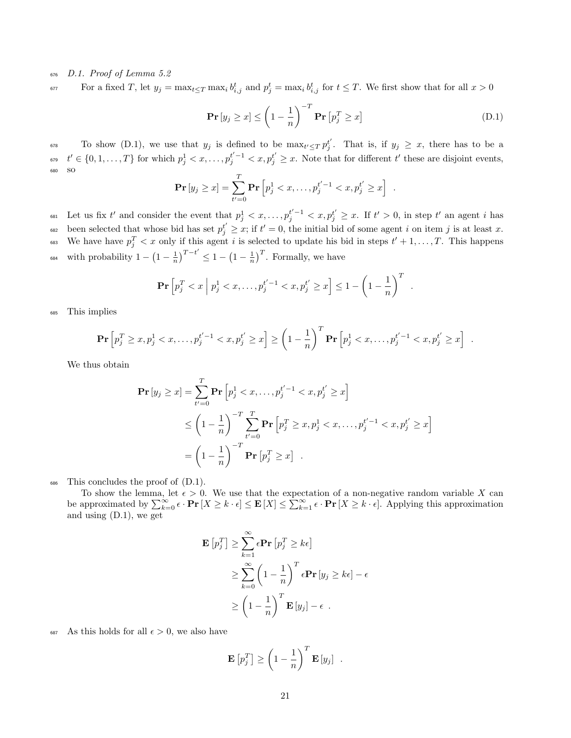### D.1. Proof of Lemma 5.2

For a fixed $T$, let $y_j = \max_{t \leq T} \max_i b_{i,j}^t$ and $p_j^t = \max_i b_{i,j}^t$ for $t \leq T$. We first show that for all $x > 0$

$$\mathbf{Pr}\left[y_j \geq x\right] \leq \left(1 - \frac{1}{n}\right)^{-T} \mathbf{Pr}\left[p_j^T \geq x\right] \tag{D.1}$$

To show (D.1), we use that $y_j$ is defined to be $\max_{t' \leq T} p_j^{t'}$. That is, if $y_j \geq x$, there has to be a $t' \in \{0, 1, \ldots, T\}$ for which $p_j^1 < x, \ldots, p_j^{t'-1} < x, p_j^{t'} \geq x$. Note that for different $t'$ these are disjoint events, so

$$\mathbf{Pr}\left[y_j \geq x\right] = \sum_{t'=0}^{T} \mathbf{Pr}\left[p_j^1 < x, \ldots, p_j^{t'-1} < x, p_j^{t'} \geq x\right] \quad .$$

Let us fix $t'$ and consider the event that $p_j^1 < x, \ldots, p_j^{t'-1} < x, p_j^{t'} \geq x$. If $t' > 0$, in step $t'$ an agent $i$ has been selected that whose bid has set $p_j^{t'} \geq x$; if $t' = 0$, the initial bid of some agent $i$ on item $j$ is at least $x$. We have have $p_j^T < x$ only if this agent $i$ is selected to update his bid in steps $t'+1, \ldots, T$. This happens with probability $1 - \left(1 - \frac{1}{n}\right)^{T-t'} \leq 1 - \left(1 - \frac{1}{n}\right)^T$. Formally, we have

$$\mathbf{Pr}\left[p_j^T < x \;\middle|\; p_j^1 < x, \ldots, p_j^{t'-1} < x, p_j^{t'} \geq x\right] \leq 1 - \left(1 - \frac{1}{n}\right)^T \quad .$$

This implies

$$\mathbf{Pr}\left[p_j^T \geq x, p_j^1 < x, \ldots, p_j^{t'-1} < x, p_j^{t'} \geq x\right] \geq \left(1 - \frac{1}{n}\right)^T \mathbf{Pr}\left[p_j^1 < x, \ldots, p_j^{t'-1} < x, p_j^{t'} \geq x\right] \quad .$$

We thus obtain

$$\begin{aligned}
\mathbf{Pr}\left[y_j \geq x\right] &= \sum_{t'=0}^{T} \mathbf{Pr}\left[p_j^1 < x, \ldots, p_j^{t'-1} < x, p_j^{t'} \geq x\right] \\
&\leq \left(1 - \frac{1}{n}\right)^{-T} \sum_{t'=0}^{T} \mathbf{Pr}\left[p_j^T \geq x, p_j^1 < x, \ldots, p_j^{t'-1} < x, p_j^{t'} \geq x\right] \\
&= \left(1 - \frac{1}{n}\right)^{-T} \mathbf{Pr}\left[p_j^T \geq x\right] \quad .
\end{aligned}$$

This concludes the proof of (D.1).

To show the lemma, let $\epsilon > 0$. We use that the expectation of a non-negative random variable $X$ can be approximated by $\sum_{k=0}^{\infty} \epsilon \cdot \mathbf{Pr}\left[X \geq k \cdot \epsilon\right] \leq \mathbf{E}\left[X\right] \leq \sum_{k=1}^{\infty} \epsilon \cdot \mathbf{Pr}\left[X \geq k \cdot \epsilon\right]$. Applying this approximation and using (D.1), we get

$$\begin{aligned}
\mathbf{E}\left[p_j^T\right] &\geq \sum_{k=1}^{\infty} \epsilon \mathbf{Pr}\left[p_j^T \geq k\epsilon\right] \\
&\geq \sum_{k=0}^{\infty} \left(1 - \frac{1}{n}\right)^T \epsilon \mathbf{Pr}\left[y_j \geq k\epsilon\right] - \epsilon \\
&\geq \left(1 - \frac{1}{n}\right)^T \mathbf{E}\left[y_j\right] - \epsilon \quad .
\end{aligned}$$

As this holds for all $\epsilon > 0$, we also have

$$\mathbf{E}\left[p_j^T\right] \geq \left(1 - \frac{1}{n}\right)^T \mathbf{E}\left[y_j\right] \quad .$$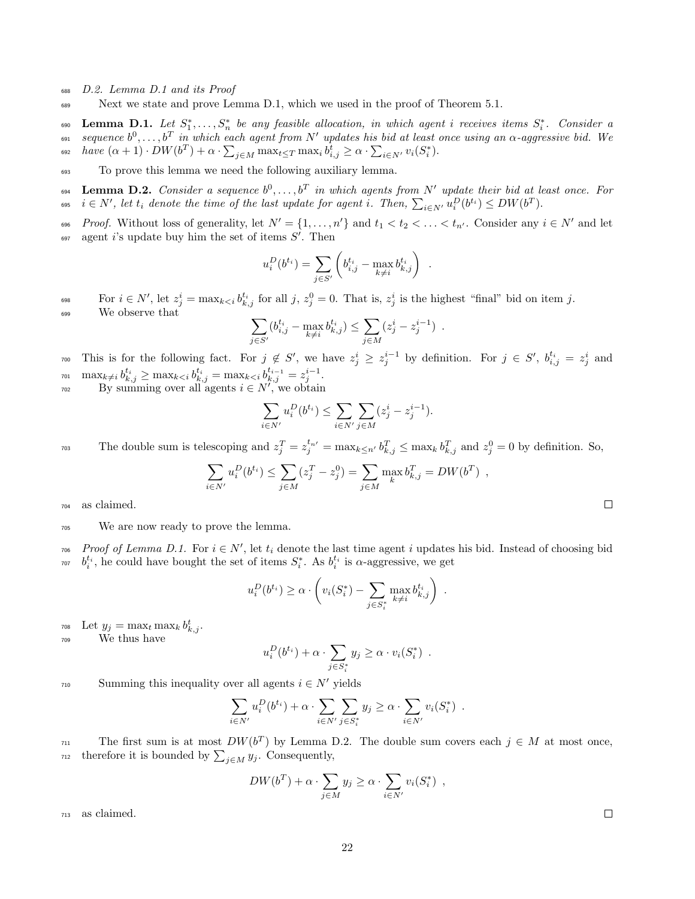### *D.2. Lemma D.1 and its Proof*

Next we state and prove Lemma D.1, which we used in the proof of Theorem 5.1.

**Lemma D.1.** *Let $S_1^*, \ldots, S_n^*$ be any feasible allocation, in which agent $i$ receives items $S_i^*$. Consider a sequence $b^0, \ldots, b^T$ in which each agent from $N'$ updates his bid at least once using an $\alpha$-aggressive bid. We have $(\alpha+1) \cdot DW(b^T) + \alpha \cdot \sum_{j \in M} \max_{t \le T} \max_i b_{i,j}^t \ge \alpha \cdot \sum_{i \in N'} v_i(S_i^*)$.*

To prove this lemma we need the following auxiliary lemma.

**Lemma D.2.** *Consider a sequence $b^0, \ldots, b^T$ in which agents from $N'$ update their bid at least once. For $i \in N'$, let $t_i$ denote the time of the last update for agent $i$. Then, $\sum_{i \in N'} u_i^D(b^{t_i}) \le DW(b^T)$.*

*Proof.* Without loss of generality, let $N' = \{1, \ldots, n'\}$ and $t_1 < t_2 < \ldots < t_{n'}$. Consider any $i \in N'$ and let agent $i$'s update buy him the set of items $S'$. Then

$$u_i^D(b^{t_i}) = \sum_{j \in S'} \left( b_{i,j}^{t_i} - \max_{k \neq i} b_{k,j}^{t_i} \right) \ .$$

For $i \in N'$, let $z_j^i = \max_{k<i} b_{k,j}^{t_i}$ for all $j$, $z_j^0 = 0$. That is, $z_j^i$ is the highest "final" bid on item $j$.

We observe that

$$\sum_{j \in S'} (b_{i,j}^{t_i} - \max_{k \neq i} b_{k,j}^{t_i}) \le \sum_{j \in M} (z_j^i - z_j^{i-1}) \ .$$

This is for the following fact. For $j \notin S'$, we have $z_j^i \ge z_j^{i-1}$ by definition. For $j \in S'$, $b_{i,j}^{t_i} = z_j^i$ and $\max_{k \neq i} b_{k,j}^{t_i} \ge \max_{k<i} b_{k,j}^{t_i} = \max_{k<i} b_{k,j}^{t_{i-1}} = z_j^{i-1}$.

By summing over all agents $i \in N'$, we obtain

$$\sum_{i \in N'} u_i^D(b^{t_i}) \le \sum_{i \in N'} \sum_{j \in M} (z_j^i - z_j^{i-1}).$$

The double sum is telescoping and $z_j^T = z_j^{t_{n'}} = \max_{k \le n'} b_{k,j}^T \le \max_k b_{k,j}^T$ and $z_j^0 = 0$ by definition. So,

$$\sum_{i \in N'} u_i^D(b^{t_i}) \le \sum_{j \in M} (z_j^T - z_j^0) = \sum_{j \in M} \max_k b_{k,j}^T = DW(b^T) \ ,$$

as claimed. ∎

We are now ready to prove the lemma.

*Proof of Lemma D.1.* For $i \in N'$, let $t_i$ denote the last time agent $i$ updates his bid. Instead of choosing bid $b_i^{t_i}$, he could have bought the set of items $S_i^*$. As $b_i^{t_i}$ is $\alpha$-aggressive, we get

$$u_i^D(b^{t_i}) \ge \alpha \cdot \left( v_i(S_i^*) - \sum_{j \in S_i^*} \max_{k \neq i} b_{k,j}^{t_i} \right) \ .$$

Let $y_j = \max_t \max_k b_{k,j}^t$.

We thus have

$$u_i^D(b^{t_i}) + \alpha \cdot \sum_{j \in S_i^*} y_j \ge \alpha \cdot v_i(S_i^*) \ .$$

Summing this inequality over all agents $i \in N'$ yields

$$\sum_{i \in N'} u_i^D(b^{t_i}) + \alpha \cdot \sum_{i \in N'} \sum_{j \in S_i^*} y_j \ge \alpha \cdot \sum_{i \in N'} v_i(S_i^*) \ .$$

The first sum is at most $DW(b^T)$ by Lemma D.2. The double sum covers each $j \in M$ at most once, therefore it is bounded by $\sum_{j \in M} y_j$. Consequently,

$$DW(b^T) + \alpha \cdot \sum_{j \in M} y_j \ge \alpha \cdot \sum_{i \in N'} v_i(S_i^*) \ ,$$

as claimed. ∎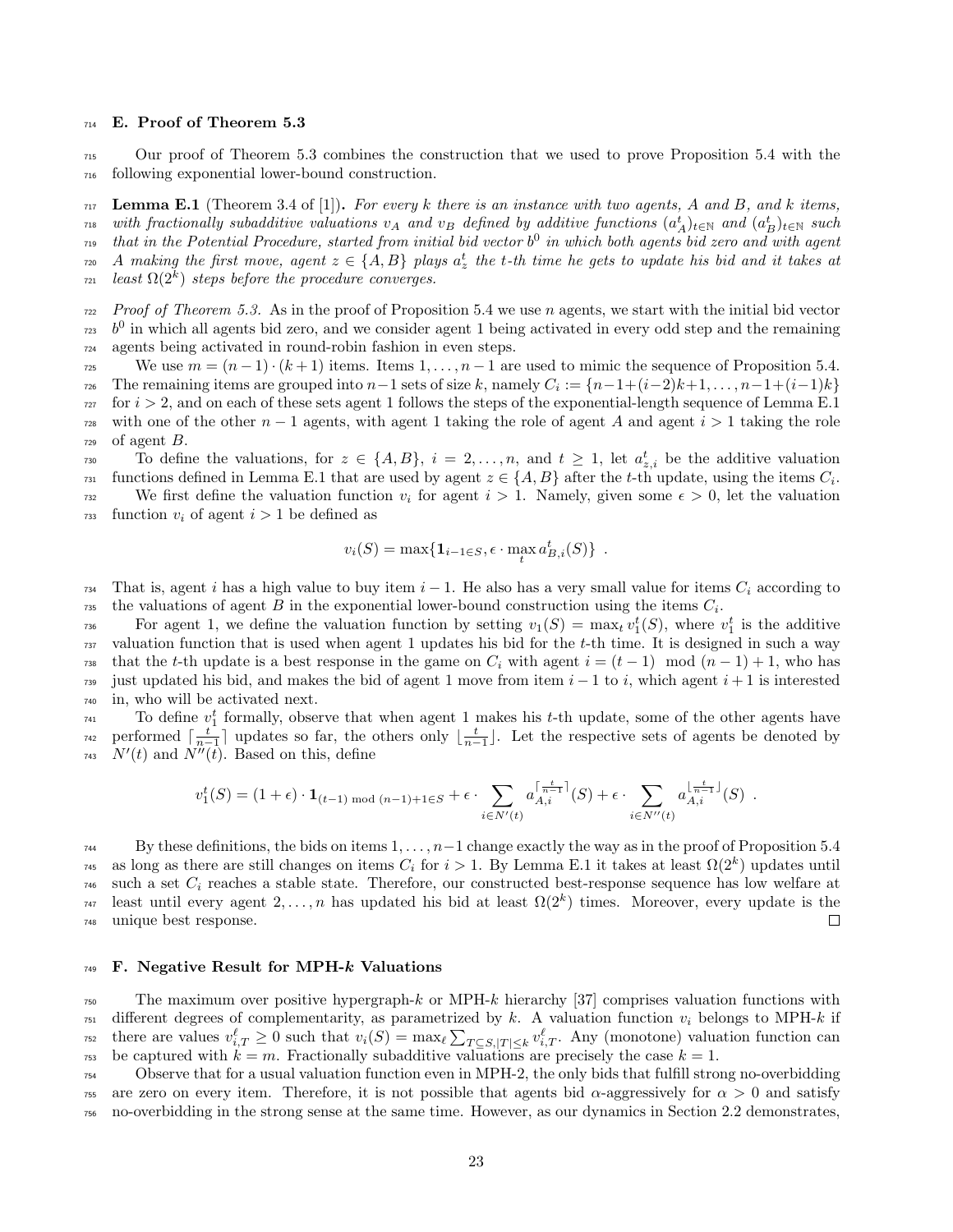## E. Proof of Theorem 5.3

Our proof of Theorem 5.3 combines the construction that we used to prove Proposition 5.4 with the following exponential lower-bound construction.

**Lemma E.1** (Theorem 3.4 of [1])**.** *For every $k$ there is an instance with two agents, $A$ and $B$, and $k$ items, with fractionally subadditive valuations $v_A$ and $v_B$ defined by additive functions $(a^t_A)_{t \in \mathbb{N}}$ and $(a^t_B)_{t \in \mathbb{N}}$ such that in the Potential Procedure, started from initial bid vector $b^0$ in which both agents bid zero and with agent $A$ making the first move, agent $z \in \{A, B\}$ plays $a^t_z$ the $t$-th time he gets to update his bid and it takes at least $\Omega(2^k)$ steps before the procedure converges.*

*Proof of Theorem 5.3.* As in the proof of Proposition 5.4 we use $n$ agents, we start with the initial bid vector $b^0$ in which all agents bid zero, and we consider agent 1 being activated in every odd step and the remaining agents being activated in round-robin fashion in even steps.

We use $m = (n-1) \cdot (k+1)$ items. Items $1, \ldots, n-1$ are used to mimic the sequence of Proposition 5.4. The remaining items are grouped into $n-1$ sets of size $k$, namely $C_i := \{n-1+(i-2)k+1, \ldots, n-1+(i-1)k\}$ for $i > 2$, and on each of these sets agent 1 follows the steps of the exponential-length sequence of Lemma E.1 with one of the other $n-1$ agents, with agent 1 taking the role of agent $A$ and agent $i > 1$ taking the role of agent $B$.

To define the valuations, for $z \in \{A, B\}$, $i = 2, \ldots, n$, and $t \geq 1$, let $a^t_{z,i}$ be the additive valuation functions defined in Lemma E.1 that are used by agent $z \in \{A, B\}$ after the $t$-th update, using the items $C_i$.

We first define the valuation function $v_i$ for agent $i > 1$. Namely, given some $\epsilon > 0$, let the valuation function $v_i$ of agent $i > 1$ be defined as

$$v_i(S) = \max\{\mathbf{1}_{i-1 \in S}, \epsilon \cdot \max_t a^t_{B,i}(S)\} \enspace .$$

That is, agent $i$ has a high value to buy item $i-1$. He also has a very small value for items $C_i$ according to the valuations of agent $B$ in the exponential lower-bound construction using the items $C_i$.

For agent 1, we define the valuation function by setting $v_1(S) = \max_t v^t_1(S)$, where $v^t_1$ is the additive valuation function that is used when agent 1 updates his bid for the $t$-th time. It is designed in such a way that the $t$-th update is a best response in the game on $C_i$ with agent $i = (t-1) \mod (n-1) + 1$, who has just updated his bid, and makes the bid of agent 1 move from item $i-1$ to $i$, which agent $i+1$ is interested in, who will be activated next.

To define $v^t_1$ formally, observe that when agent 1 makes his $t$-th update, some of the other agents have performed $\lceil \frac{t}{n-1} \rceil$ updates so far, the others only $\lfloor \frac{t}{n-1} \rfloor$. Let the respective sets of agents be denoted by $N'(t)$ and $N''(t)$. Based on this, define

$$v^t_1(S) = (1+\epsilon) \cdot \mathbf{1}_{(t-1) \bmod (n-1)+1 \in S} + \epsilon \cdot \sum_{i \in N'(t)} a^{\lceil \frac{t}{n-1} \rceil}_{A,i}(S) + \epsilon \cdot \sum_{i \in N''(t)} a^{\lfloor \frac{t}{n-1} \rfloor}_{A,i}(S) \enspace .$$

By these definitions, the bids on items $1, \ldots, n-1$ change exactly the way as in the proof of Proposition 5.4 as long as there are still changes on items $C_i$ for $i > 1$. By Lemma E.1 it takes at least $\Omega(2^k)$ updates until such a set $C_i$ reaches a stable state. Therefore, our constructed best-response sequence has low welfare at least until every agent $2, \ldots, n$ has updated his bid at least $\Omega(2^k)$ times. Moreover, every update is the unique best response. □

## F. Negative Result for MPH-$k$ Valuations

The maximum over positive hypergraph-$k$ or MPH-$k$ hierarchy [37] comprises valuation functions with different degrees of complementarity, as parametrized by $k$. A valuation function $v_i$ belongs to MPH-$k$ if there are values $v^\ell_{i,T} \geq 0$ such that $v_i(S) = \max_\ell \sum_{T \subseteq S, |T| \leq k} v^\ell_{i,T}$. Any (monotone) valuation function can be captured with $k = m$. Fractionally subadditive valuations are precisely the case $k = 1$.

Observe that for a usual valuation function even in MPH-2, the only bids that fulfill strong no-overbidding are zero on every item. Therefore, it is not possible that agents bid $\alpha$-aggressively for $\alpha > 0$ and satisfy no-overbidding in the strong sense at the same time. However, as our dynamics in Section 2.2 demonstrates,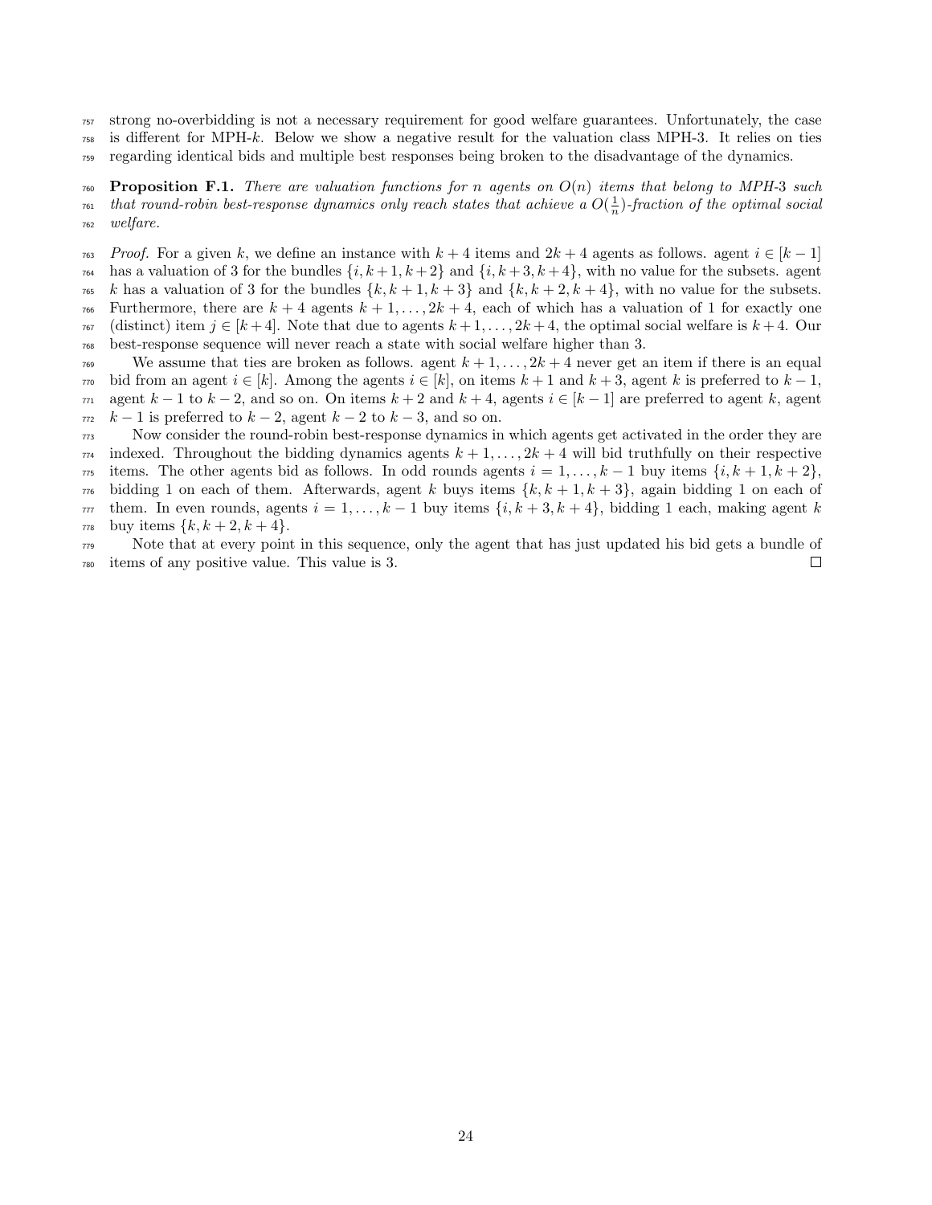strong no-overbidding is not a necessary requirement for good welfare guarantees. Unfortunately, the case is different for MPH-$k$. Below we show a negative result for the valuation class MPH-3. It relies on ties regarding identical bids and multiple best responses being broken to the disadvantage of the dynamics.

**Proposition F.1.** *There are valuation functions for $n$ agents on $O(n)$ items that belong to MPH-3 such that round-robin best-response dynamics only reach states that achieve a $O(\frac{1}{n})$-fraction of the optimal social welfare.*

*Proof.* For a given $k$, we define an instance with $k+4$ items and $2k+4$ agents as follows. agent $i \in [k-1]$ has a valuation of 3 for the bundles $\{i, k+1, k+2\}$ and $\{i, k+3, k+4\}$, with no value for the subsets. agent $k$ has a valuation of 3 for the bundles $\{k, k+1, k+3\}$ and $\{k, k+2, k+4\}$, with no value for the subsets. Furthermore, there are $k+4$ agents $k+1, \ldots, 2k+4$, each of which has a valuation of 1 for exactly one (distinct) item $j \in [k+4]$. Note that due to agents $k+1, \ldots, 2k+4$, the optimal social welfare is $k+4$. Our best-response sequence will never reach a state with social welfare higher than 3.

We assume that ties are broken as follows. agent $k+1, \ldots, 2k+4$ never get an item if there is an equal bid from an agent $i \in [k]$. Among the agents $i \in [k]$, on items $k+1$ and $k+3$, agent $k$ is preferred to $k-1$, agent $k-1$ to $k-2$, and so on. On items $k+2$ and $k+4$, agents $i \in [k-1]$ are preferred to agent $k$, agent $k-1$ is preferred to $k-2$, agent $k-2$ to $k-3$, and so on.

Now consider the round-robin best-response dynamics in which agents get activated in the order they are indexed. Throughout the bidding dynamics agents $k+1, \ldots, 2k+4$ will bid truthfully on their respective items. The other agents bid as follows. In odd rounds agents $i = 1, \ldots, k-1$ buy items $\{i, k+1, k+2\}$, bidding 1 on each of them. Afterwards, agent $k$ buys items $\{k, k+1, k+3\}$, again bidding 1 on each of them. In even rounds, agents $i = 1, \ldots, k-1$ buy items $\{i, k+3, k+4\}$, bidding 1 each, making agent $k$ buy items $\{k, k+2, k+4\}$.

Note that at every point in this sequence, only the agent that has just updated his bid gets a bundle of items of any positive value. This value is 3. $\square$